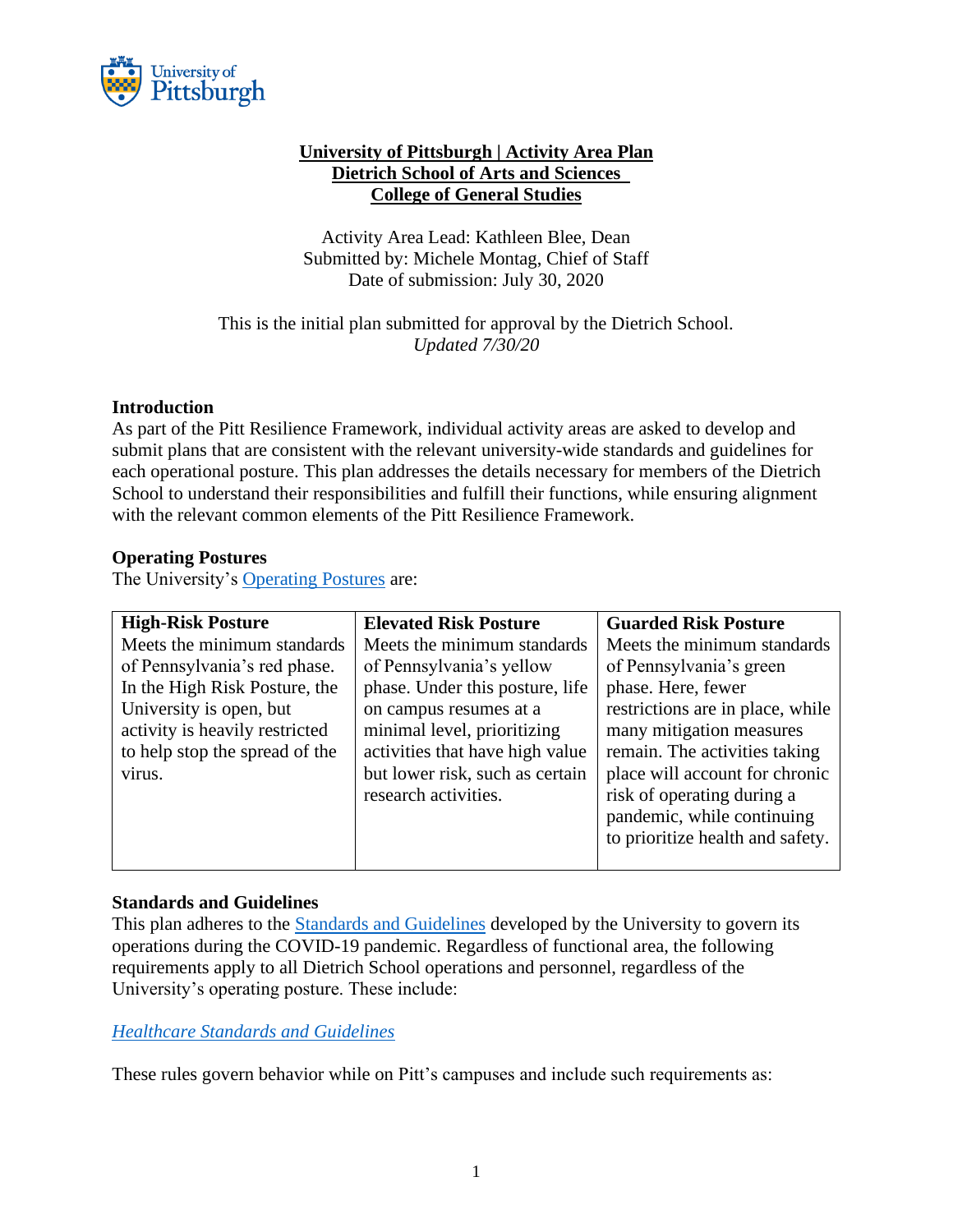**University of Pittsburgh | Activity Area Plan**
**Dietrich School of Arts and Sciences**
**College of General Studies**

Activity Area Lead: Kathleen Blee, Dean
Submitted by: Michele Montag, Chief of Staff
Date of submission: July 30, 2020

This is the initial plan submitted for approval by the Dietrich School.
*Updated 7/30/20*

## Introduction

As part of the Pitt Resilience Framework, individual activity areas are asked to develop and submit plans that are consistent with the relevant university-wide standards and guidelines for each operational posture. This plan addresses the details necessary for members of the Dietrich School to understand their responsibilities and fulfill their functions, while ensuring alignment with the relevant common elements of the Pitt Resilience Framework.

## Operating Postures

The University's Operating Postures are:

| High-Risk Posture | Elevated Risk Posture | Guarded Risk Posture |
|---|---|---|
| Meets the minimum standards of Pennsylvania's red phase. In the High Risk Posture, the University is open, but activity is heavily restricted to help stop the spread of the virus. | Meets the minimum standards of Pennsylvania's yellow phase. Under this posture, life on campus resumes at a minimal level, prioritizing activities that have high value but lower risk, such as certain research activities. | Meets the minimum standards of Pennsylvania's green phase. Here, fewer restrictions are in place, while many mitigation measures remain. The activities taking place will account for chronic risk of operating during a pandemic, while continuing to prioritize health and safety. |

## Standards and Guidelines

This plan adheres to the Standards and Guidelines developed by the University to govern its operations during the COVID-19 pandemic. Regardless of functional area, the following requirements apply to all Dietrich School operations and personnel, regardless of the University's operating posture. These include:

*Healthcare Standards and Guidelines*

These rules govern behavior while on Pitt's campuses and include such requirements as: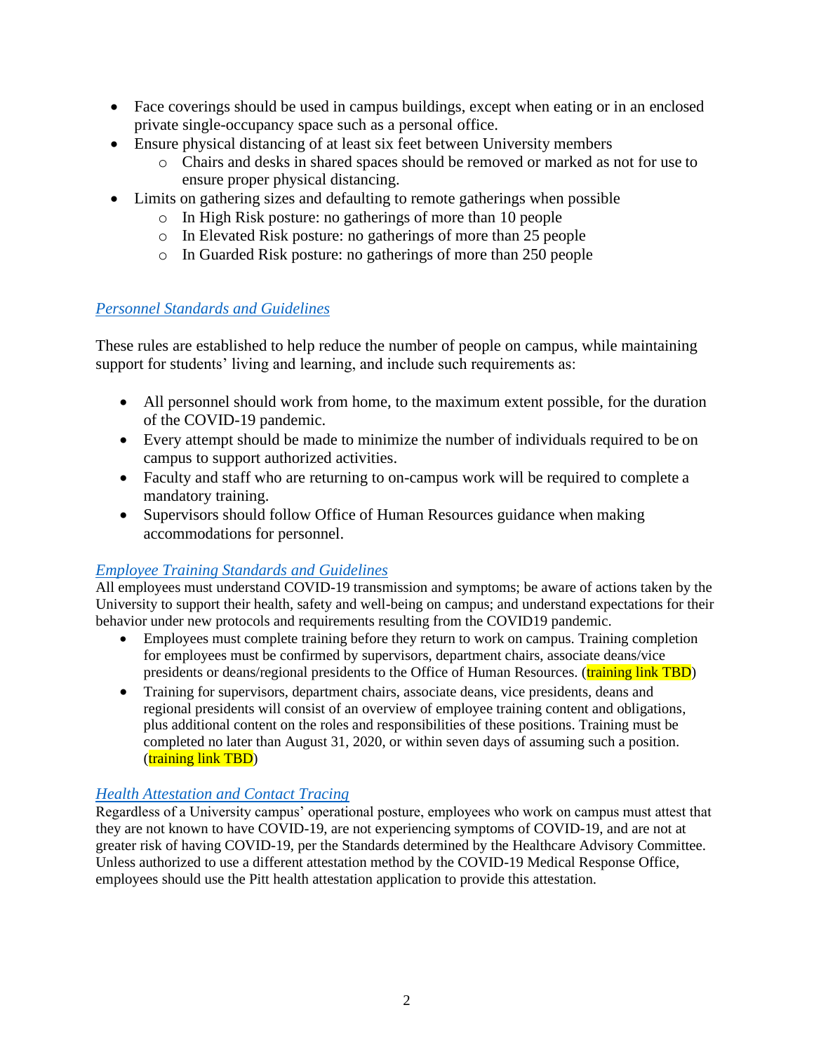- Face coverings should be used in campus buildings, except when eating or in an enclosed private single-occupancy space such as a personal office.
- Ensure physical distancing of at least six feet between University members
    - Chairs and desks in shared spaces should be removed or marked as not for use to ensure proper physical distancing.
- Limits on gathering sizes and defaulting to remote gatherings when possible
    - In High Risk posture: no gatherings of more than 10 people
    - In Elevated Risk posture: no gatherings of more than 25 people
    - In Guarded Risk posture: no gatherings of more than 250 people

## *Personnel Standards and Guidelines*

These rules are established to help reduce the number of people on campus, while maintaining support for students' living and learning, and include such requirements as:

- All personnel should work from home, to the maximum extent possible, for the duration of the COVID-19 pandemic.
- Every attempt should be made to minimize the number of individuals required to be on campus to support authorized activities.
- Faculty and staff who are returning to on-campus work will be required to complete a mandatory training.
- Supervisors should follow Office of Human Resources guidance when making accommodations for personnel.

## *Employee Training Standards and Guidelines*

All employees must understand COVID-19 transmission and symptoms; be aware of actions taken by the University to support their health, safety and well-being on campus; and understand expectations for their behavior under new protocols and requirements resulting from the COVID19 pandemic.

- Employees must complete training before they return to work on campus. Training completion for employees must be confirmed by supervisors, department chairs, associate deans/vice presidents or deans/regional presidents to the Office of Human Resources. (training link TBD)
- Training for supervisors, department chairs, associate deans, vice presidents, deans and regional presidents will consist of an overview of employee training content and obligations, plus additional content on the roles and responsibilities of these positions. Training must be completed no later than August 31, 2020, or within seven days of assuming such a position. (training link TBD)

## *Health Attestation and Contact Tracing*

Regardless of a University campus' operational posture, employees who work on campus must attest that they are not known to have COVID-19, are not experiencing symptoms of COVID-19, and are not at greater risk of having COVID-19, per the Standards determined by the Healthcare Advisory Committee. Unless authorized to use a different attestation method by the COVID-19 Medical Response Office, employees should use the Pitt health attestation application to provide this attestation.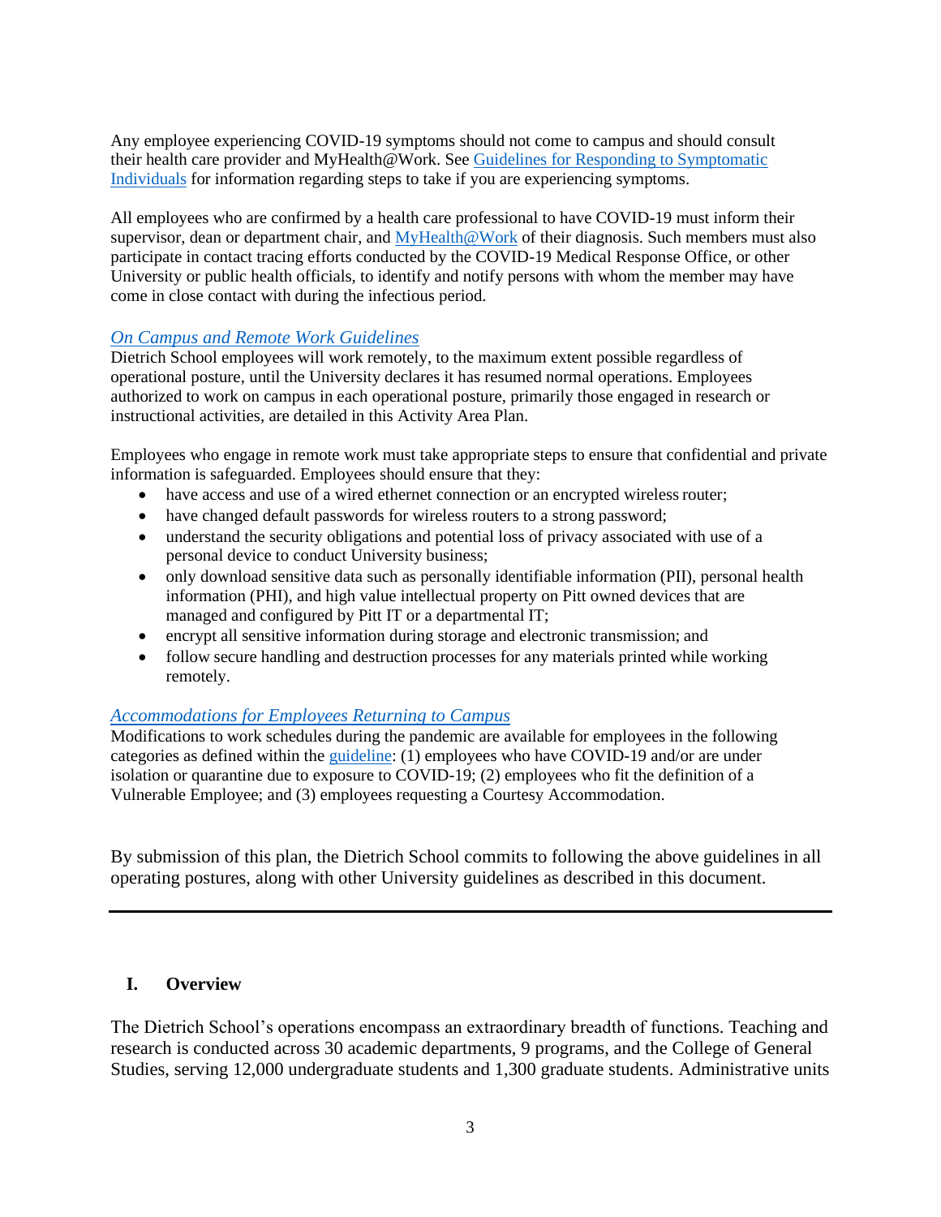Any employee experiencing COVID-19 symptoms should not come to campus and should consult their health care provider and MyHealth@Work. See [Guidelines for Responding to Symptomatic Individuals](#) for information regarding steps to take if you are experiencing symptoms.

All employees who are confirmed by a health care professional to have COVID-19 must inform their supervisor, dean or department chair, and [MyHealth@Work](#) of their diagnosis. Such members must also participate in contact tracing efforts conducted by the COVID-19 Medical Response Office, or other University or public health officials, to identify and notify persons with whom the member may have come in close contact with during the infectious period.

*[On Campus and Remote Work Guidelines](#)*
Dietrich School employees will work remotely, to the maximum extent possible regardless of operational posture, until the University declares it has resumed normal operations. Employees authorized to work on campus in each operational posture, primarily those engaged in research or instructional activities, are detailed in this Activity Area Plan.

Employees who engage in remote work must take appropriate steps to ensure that confidential and private information is safeguarded. Employees should ensure that they:

- have access and use of a wired ethernet connection or an encrypted wireless router;
- have changed default passwords for wireless routers to a strong password;
- understand the security obligations and potential loss of privacy associated with use of a personal device to conduct University business;
- only download sensitive data such as personally identifiable information (PII), personal health information (PHI), and high value intellectual property on Pitt owned devices that are managed and configured by Pitt IT or a departmental IT;
- encrypt all sensitive information during storage and electronic transmission; and
- follow secure handling and destruction processes for any materials printed while working remotely.

*[Accommodations for Employees Returning to Campus](#)*
Modifications to work schedules during the pandemic are available for employees in the following categories as defined within the [guideline](#): (1) employees who have COVID-19 and/or are under isolation or quarantine due to exposure to COVID-19; (2) employees who fit the definition of a Vulnerable Employee; and (3) employees requesting a Courtesy Accommodation.

By submission of this plan, the Dietrich School commits to following the above guidelines in all operating postures, along with other University guidelines as described in this document.

---

## I. Overview

The Dietrich School's operations encompass an extraordinary breadth of functions. Teaching and research is conducted across 30 academic departments, 9 programs, and the College of General Studies, serving 12,000 undergraduate students and 1,300 graduate students. Administrative units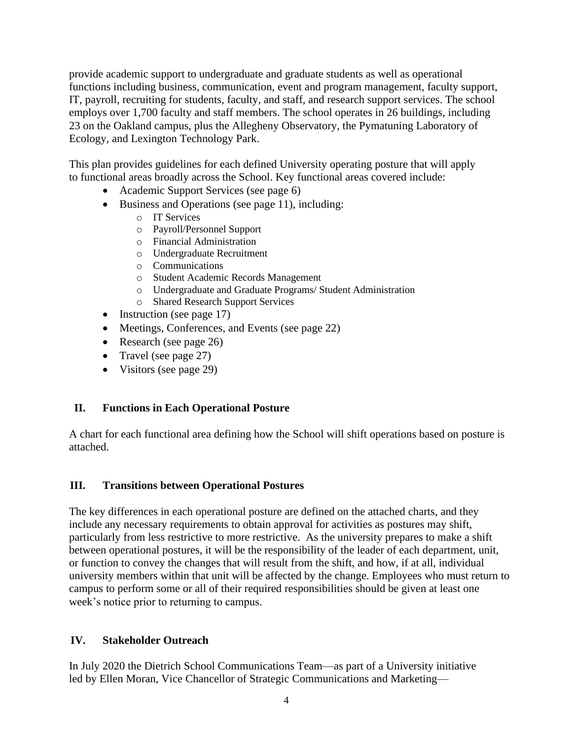provide academic support to undergraduate and graduate students as well as operational functions including business, communication, event and program management, faculty support, IT, payroll, recruiting for students, faculty, and staff, and research support services. The school employs over 1,700 faculty and staff members. The school operates in 26 buildings, including 23 on the Oakland campus, plus the Allegheny Observatory, the Pymatuning Laboratory of Ecology, and Lexington Technology Park.

This plan provides guidelines for each defined University operating posture that will apply to functional areas broadly across the School. Key functional areas covered include:

- Academic Support Services (see page 6)
- Business and Operations (see page 11), including:
  - IT Services
  - Payroll/Personnel Support
  - Financial Administration
  - Undergraduate Recruitment
  - Communications
  - Student Academic Records Management
  - Undergraduate and Graduate Programs/ Student Administration
  - Shared Research Support Services
- Instruction (see page 17)
- Meetings, Conferences, and Events (see page 22)
- Research (see page 26)
- Travel (see page 27)
- Visitors (see page 29)

## II. Functions in Each Operational Posture

A chart for each functional area defining how the School will shift operations based on posture is attached.

## III. Transitions between Operational Postures

The key differences in each operational posture are defined on the attached charts, and they include any necessary requirements to obtain approval for activities as postures may shift, particularly from less restrictive to more restrictive. As the university prepares to make a shift between operational postures, it will be the responsibility of the leader of each department, unit, or function to convey the changes that will result from the shift, and how, if at all, individual university members within that unit will be affected by the change. Employees who must return to campus to perform some or all of their required responsibilities should be given at least one week's notice prior to returning to campus.

## IV. Stakeholder Outreach

In July 2020 the Dietrich School Communications Team—as part of a University initiative led by Ellen Moran, Vice Chancellor of Strategic Communications and Marketing—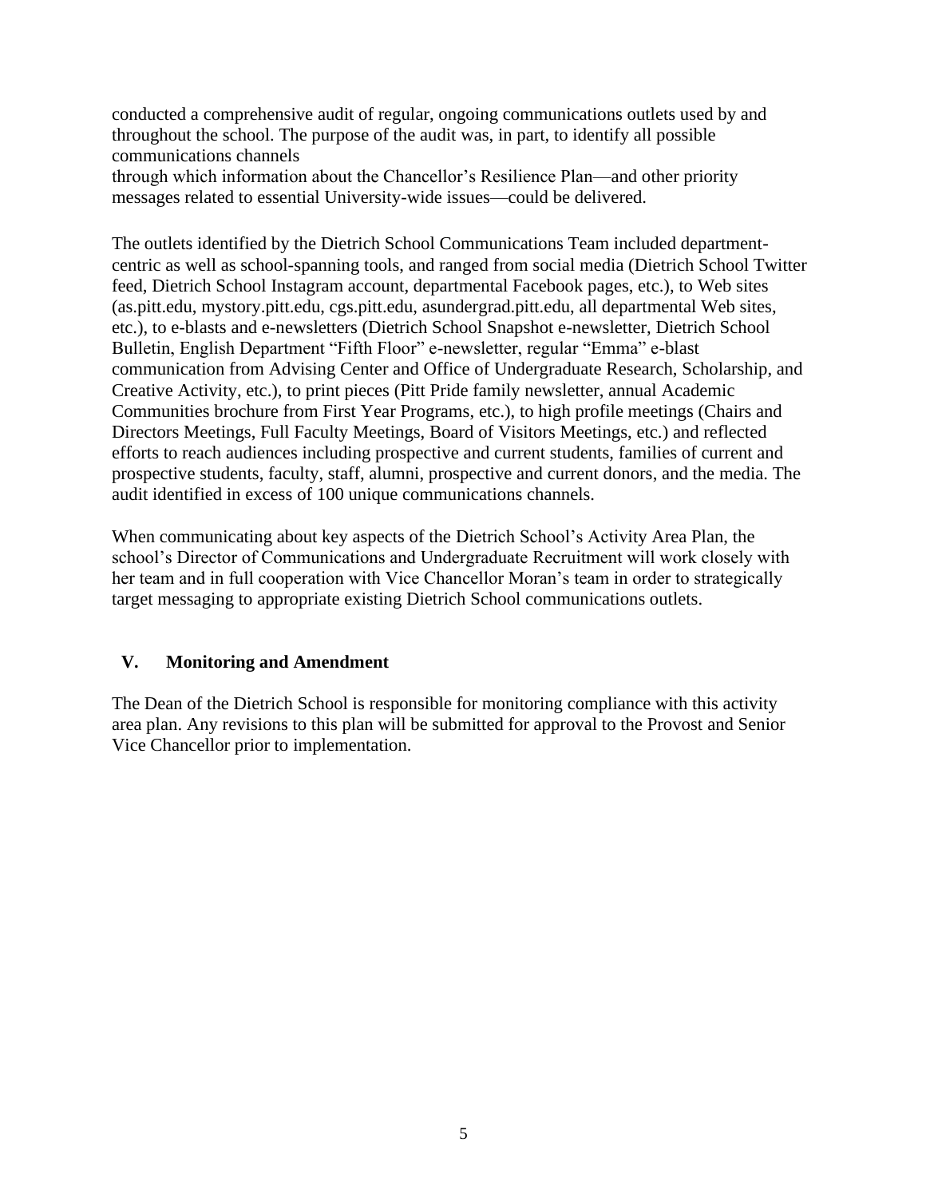conducted a comprehensive audit of regular, ongoing communications outlets used by and throughout the school. The purpose of the audit was, in part, to identify all possible communications channels through which information about the Chancellor's Resilience Plan—and other priority messages related to essential University-wide issues—could be delivered.

The outlets identified by the Dietrich School Communications Team included department-centric as well as school-spanning tools, and ranged from social media (Dietrich School Twitter feed, Dietrich School Instagram account, departmental Facebook pages, etc.), to Web sites (as.pitt.edu, mystory.pitt.edu, cgs.pitt.edu, asundergrad.pitt.edu, all departmental Web sites, etc.), to e-blasts and e-newsletters (Dietrich School Snapshot e-newsletter, Dietrich School Bulletin, English Department "Fifth Floor" e-newsletter, regular "Emma" e-blast communication from Advising Center and Office of Undergraduate Research, Scholarship, and Creative Activity, etc.), to print pieces (Pitt Pride family newsletter, annual Academic Communities brochure from First Year Programs, etc.), to high profile meetings (Chairs and Directors Meetings, Full Faculty Meetings, Board of Visitors Meetings, etc.) and reflected efforts to reach audiences including prospective and current students, families of current and prospective students, faculty, staff, alumni, prospective and current donors, and the media. The audit identified in excess of 100 unique communications channels.

When communicating about key aspects of the Dietrich School's Activity Area Plan, the school's Director of Communications and Undergraduate Recruitment will work closely with her team and in full cooperation with Vice Chancellor Moran's team in order to strategically target messaging to appropriate existing Dietrich School communications outlets.

## V. Monitoring and Amendment

The Dean of the Dietrich School is responsible for monitoring compliance with this activity area plan. Any revisions to this plan will be submitted for approval to the Provost and Senior Vice Chancellor prior to implementation.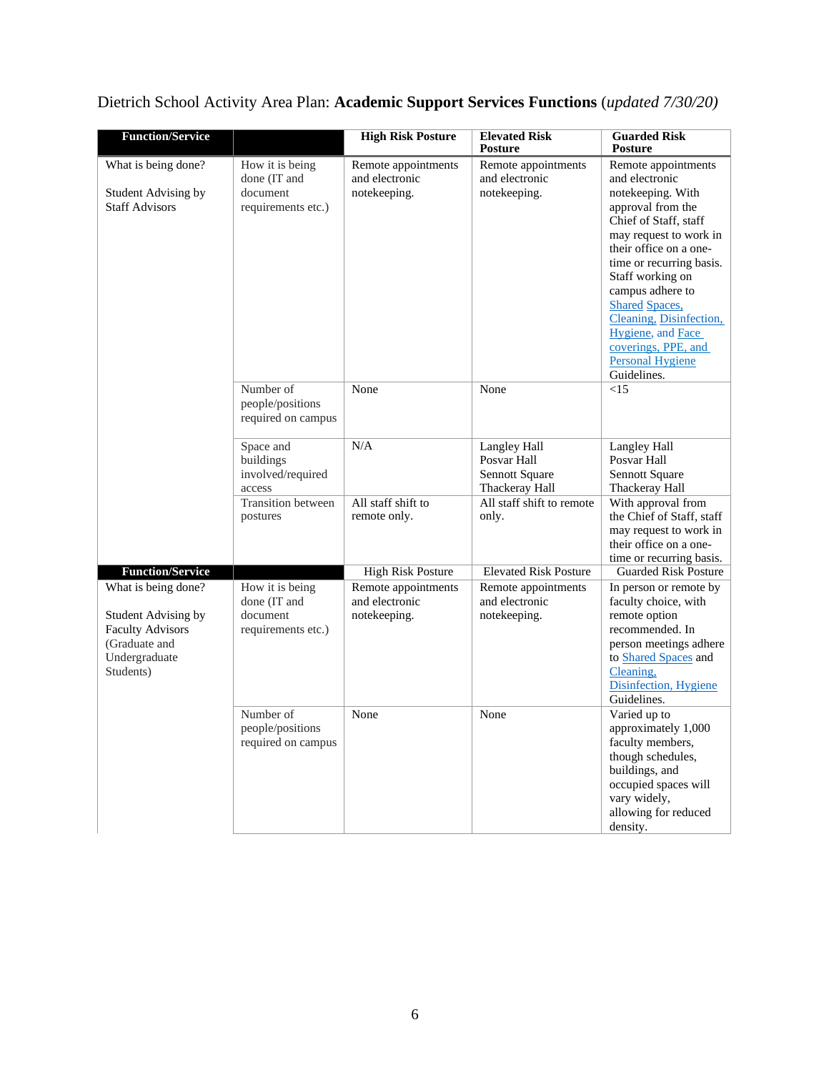Dietrich School Activity Area Plan: **Academic Support Services Functions** (*updated 7/30/20)*

| Function/Service | | High Risk Posture | Elevated Risk Posture | Guarded Risk Posture |
|---|---|---|---|---|
| What is being done?<br><br>Student Advising by Staff Advisors | How it is being done (IT and document requirements etc.) | Remote appointments and electronic notekeeping. | Remote appointments and electronic notekeeping. | Remote appointments and electronic notekeeping. With approval from the Chief of Staff, staff may request to work in their office on a one-time or recurring basis. Staff working on campus adhere to Shared Spaces, Cleaning, Disinfection, Hygiene, and Face coverings, PPE, and Personal Hygiene Guidelines. |
| | Number of people/positions required on campus | None | None | <15 |
| | Space and buildings involved/required access | N/A | Langley Hall<br>Posvar Hall<br>Sennott Square<br>Thackeray Hall | Langley Hall<br>Posvar Hall<br>Sennott Square<br>Thackeray Hall |
| | Transition between postures | All staff shift to remote only. | All staff shift to remote only. | With approval from the Chief of Staff, staff may request to work in their office on a one-time or recurring basis. |
| **Function/Service** | | High Risk Posture | Elevated Risk Posture | Guarded Risk Posture |
| What is being done?<br><br>Student Advising by Faculty Advisors (Graduate and Undergraduate Students) | How it is being done (IT and document requirements etc.) | Remote appointments and electronic notekeeping. | Remote appointments and electronic notekeeping. | In person or remote by faculty choice, with remote option recommended. In person meetings adhere to Shared Spaces and Cleaning, Disinfection, Hygiene Guidelines. |
| | Number of people/positions required on campus | None | None | Varied up to approximately 1,000 faculty members, though schedules, buildings, and occupied spaces will vary widely, allowing for reduced density. |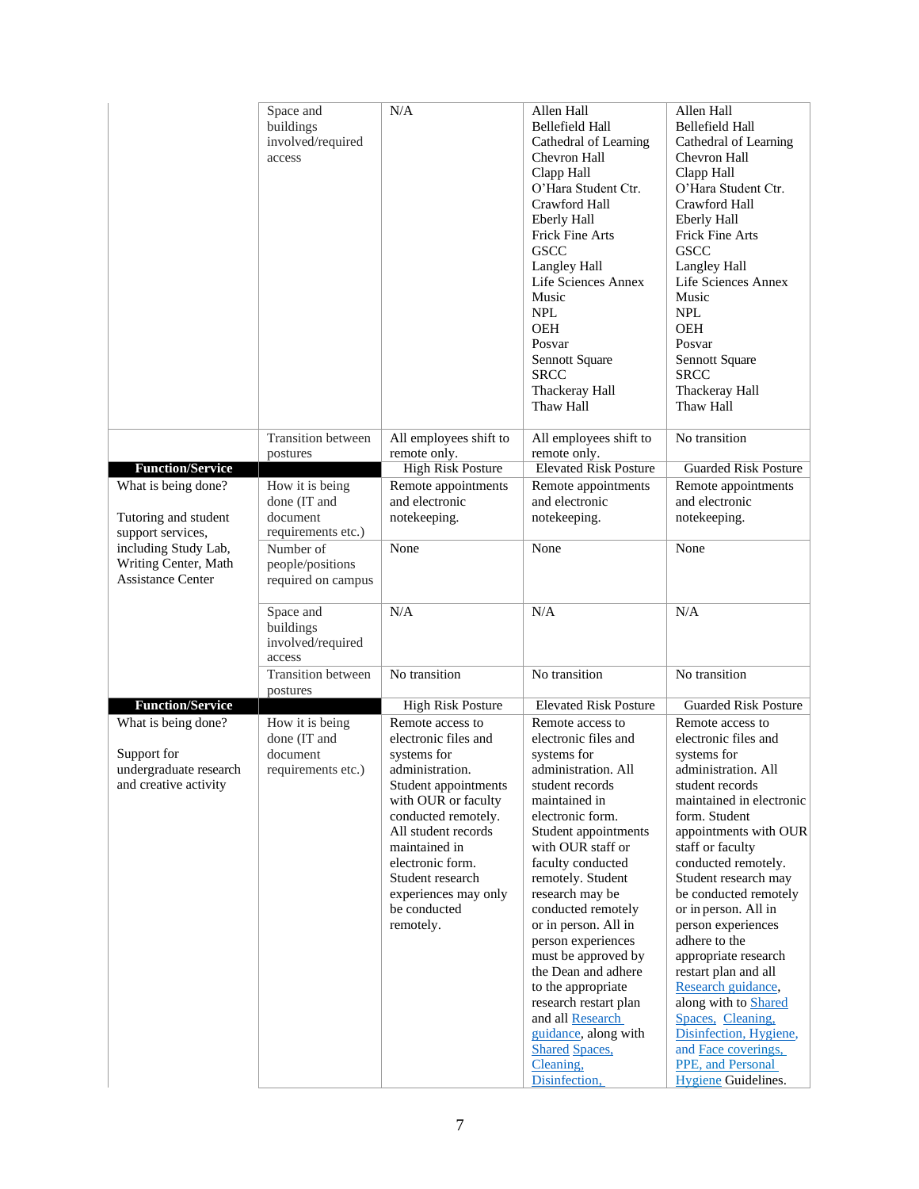| | | | | |
|---|---|---|---|---|
| | Space and buildings involved/required access | N/A | Allen Hall<br>Bellefield Hall<br>Cathedral of Learning<br>Chevron Hall<br>Clapp Hall<br>O'Hara Student Ctr.<br>Crawford Hall<br>Eberly Hall<br>Frick Fine Arts<br>GSCC<br>Langley Hall<br>Life Sciences Annex<br>Music<br>NPL<br>OEH<br>Posvar<br>Sennott Square<br>SRCC<br>Thackeray Hall<br>Thaw Hall | Allen Hall<br>Bellefield Hall<br>Cathedral of Learning<br>Chevron Hall<br>Clapp Hall<br>O'Hara Student Ctr.<br>Crawford Hall<br>Eberly Hall<br>Frick Fine Arts<br>GSCC<br>Langley Hall<br>Life Sciences Annex<br>Music<br>NPL<br>OEH<br>Posvar<br>Sennott Square<br>SRCC<br>Thackeray Hall<br>Thaw Hall |
| | Transition between postures | All employees shift to remote only. | All employees shift to remote only. | No transition |
| **Function/Service** | | High Risk Posture | Elevated Risk Posture | Guarded Risk Posture |
| What is being done?<br><br>Tutoring and student support services, including Study Lab, Writing Center, Math Assistance Center | How it is being done (IT and document requirements etc.) | Remote appointments and electronic notekeeping. | Remote appointments and electronic notekeeping. | Remote appointments and electronic notekeeping. |
| | Number of people/positions required on campus | None | None | None |
| | Space and buildings involved/required access | N/A | N/A | N/A |
| | Transition between postures | No transition | No transition | No transition |
| **Function/Service** | | High Risk Posture | Elevated Risk Posture | Guarded Risk Posture |
| What is being done?<br><br>Support for undergraduate research and creative activity | How it is being done (IT and document requirements etc.) | Remote access to electronic files and systems for administration. Student appointments with OUR or faculty conducted remotely. All student records maintained in electronic form. Student research experiences may only be conducted remotely. | Remote access to electronic files and systems for administration. All student records maintained in electronic form. Student appointments with OUR staff or faculty conducted remotely. Student research may be conducted remotely or in person. All in person experiences must be approved by the Dean and adhere to the appropriate research restart plan and all Research guidance, along with Shared Spaces, Cleaning, Disinfection, | Remote access to electronic files and systems for administration. All student records maintained in electronic form. Student appointments with OUR staff or faculty conducted remotely. Student research may be conducted remotely or in person. All in person experiences adhere to the appropriate research restart plan and all Research guidance, along with Shared Spaces, Cleaning, Disinfection, Hygiene, and Face coverings, PPE, and Personal Hygiene Guidelines. |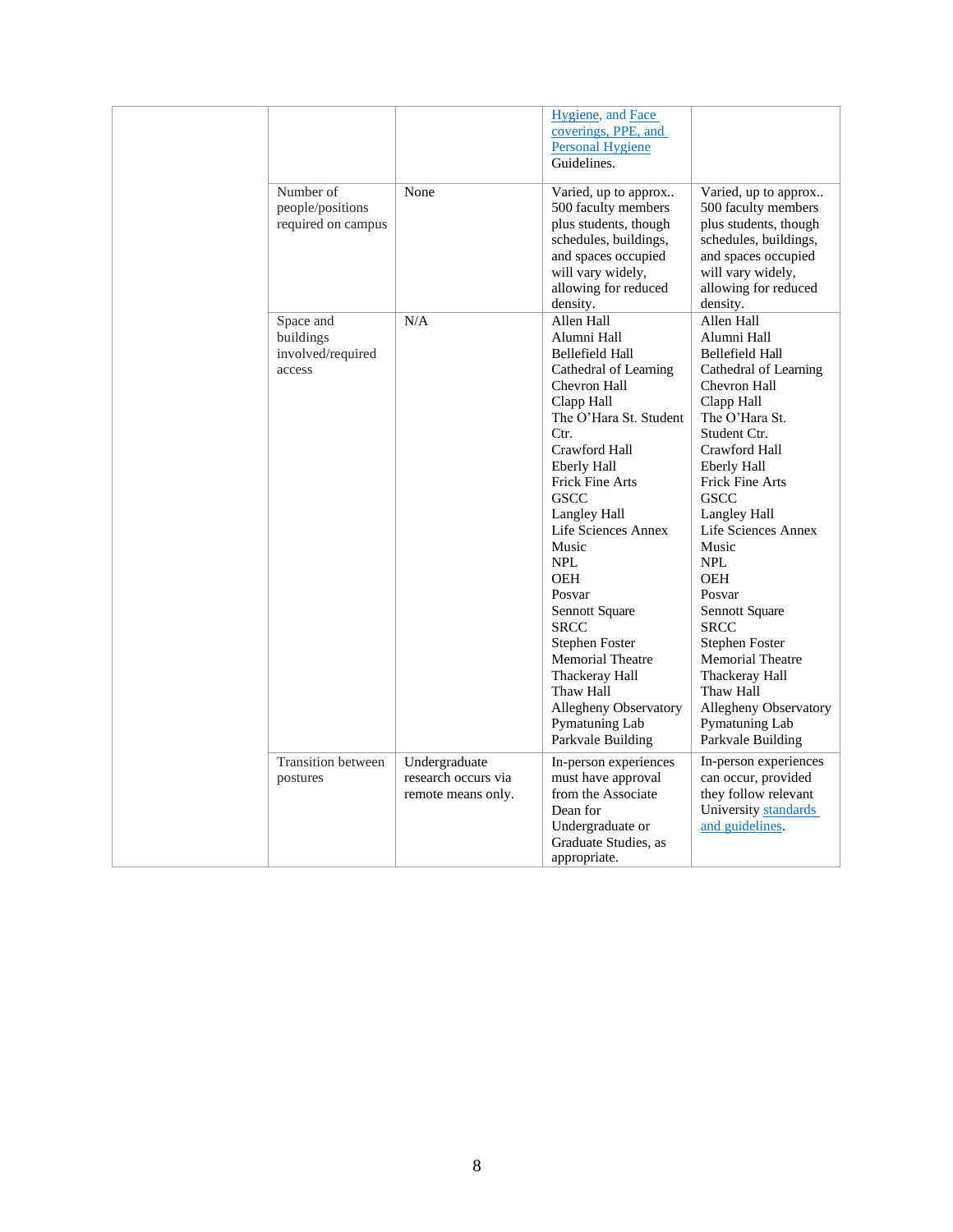| | | | | |
|---|---|---|---|---|
| | | | Hygiene, and Face coverings, PPE, and Personal Hygiene Guidelines. | |
| | Number of people/positions required on campus | None | Varied, up to approx.. 500 faculty members plus students, though schedules, buildings, and spaces occupied will vary widely, allowing for reduced density. | Varied, up to approx.. 500 faculty members plus students, though schedules, buildings, and spaces occupied will vary widely, allowing for reduced density. |
| | Space and buildings involved/required access | N/A | Allen Hall<br>Alumni Hall<br>Bellefield Hall<br>Cathedral of Learning<br>Chevron Hall<br>Clapp Hall<br>The O'Hara St. Student Ctr.<br>Crawford Hall<br>Eberly Hall<br>Frick Fine Arts<br>GSCC<br>Langley Hall<br>Life Sciences Annex<br>Music<br>NPL<br>OEH<br>Posvar<br>Sennott Square<br>SRCC<br>Stephen Foster Memorial Theatre<br>Thackeray Hall<br>Thaw Hall<br>Allegheny Observatory<br>Pymatuning Lab<br>Parkvale Building | Allen Hall<br>Alumni Hall<br>Bellefield Hall<br>Cathedral of Learning<br>Chevron Hall<br>Clapp Hall<br>The O'Hara St. Student Ctr.<br>Crawford Hall<br>Eberly Hall<br>Frick Fine Arts<br>GSCC<br>Langley Hall<br>Life Sciences Annex<br>Music<br>NPL<br>OEH<br>Posvar<br>Sennott Square<br>SRCC<br>Stephen Foster Memorial Theatre<br>Thackeray Hall<br>Thaw Hall<br>Allegheny Observatory<br>Pymatuning Lab<br>Parkvale Building |
| | Transition between postures | Undergraduate research occurs via remote means only. | In-person experiences must have approval from the Associate Dean for Undergraduate or Graduate Studies, as appropriate. | In-person experiences can occur, provided they follow relevant University standards and guidelines. |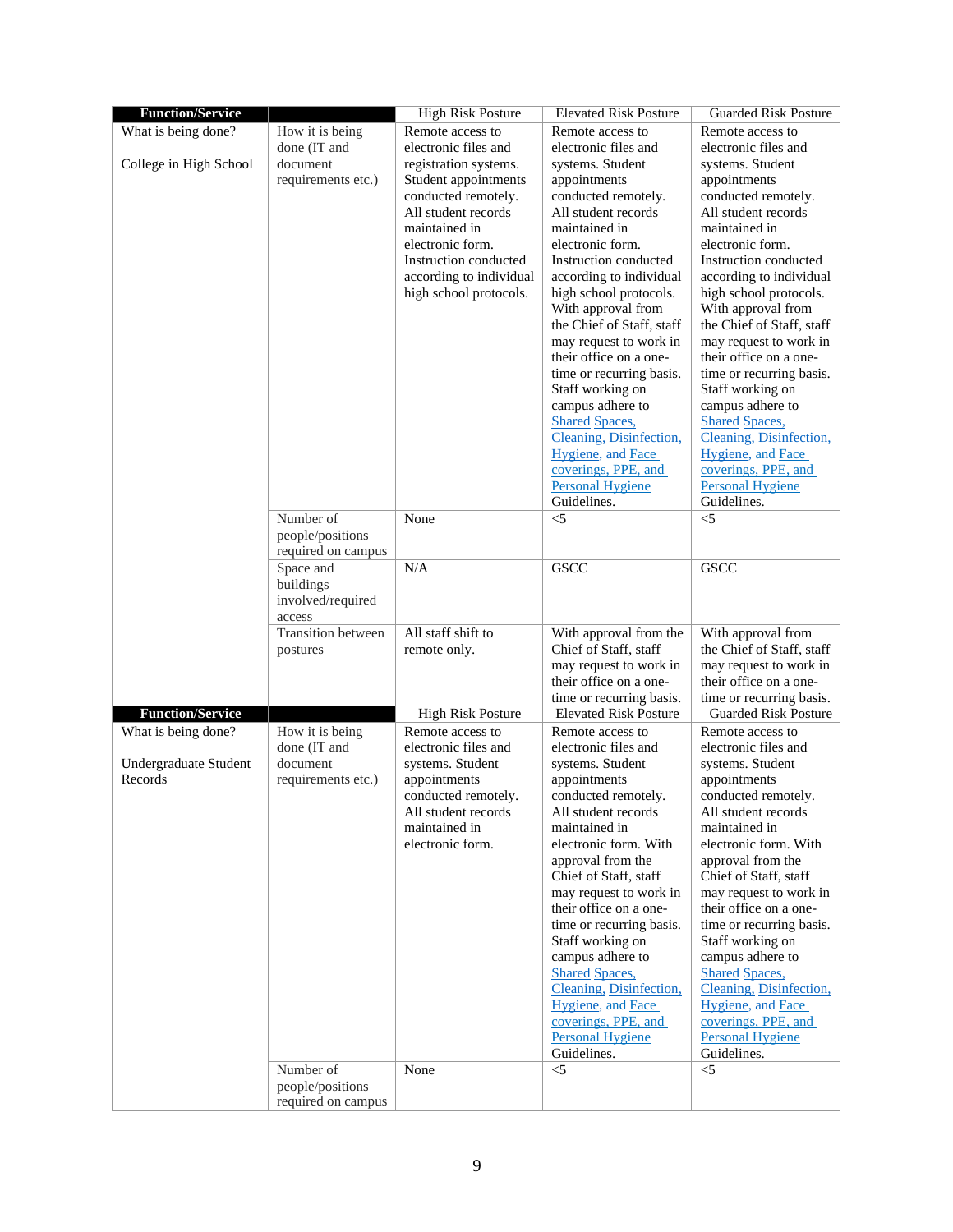| Function/Service | | High Risk Posture | Elevated Risk Posture | Guarded Risk Posture |
|---|---|---|---|---|
| What is being done?<br><br>College in High School | How it is being done (IT and document requirements etc.) | Remote access to electronic files and registration systems. Student appointments conducted remotely. All student records maintained in electronic form. Instruction conducted according to individual high school protocols. | Remote access to electronic files and systems. Student appointments conducted remotely. All student records maintained in electronic form. Instruction conducted according to individual high school protocols. With approval from the Chief of Staff, staff may request to work in their office on a one-time or recurring basis. Staff working on campus adhere to Shared Spaces, Cleaning, Disinfection, Hygiene, and Face coverings, PPE, and Personal Hygiene Guidelines. | Remote access to electronic files and systems. Student appointments conducted remotely. All student records maintained in electronic form. Instruction conducted according to individual high school protocols. With approval from the Chief of Staff, staff may request to work in their office on a one-time or recurring basis. Staff working on campus adhere to Shared Spaces, Cleaning, Disinfection, Hygiene, and Face coverings, PPE, and Personal Hygiene Guidelines. |
| | Number of people/positions required on campus | None | <5 | <5 |
| | Space and buildings involved/required access | N/A | GSCC | GSCC |
| | Transition between postures | All staff shift to remote only. | With approval from the Chief of Staff, staff may request to work in their office on a one-time or recurring basis. | With approval from the Chief of Staff, staff may request to work in their office on a one-time or recurring basis. |
| **Function/Service** | | **High Risk Posture** | **Elevated Risk Posture** | **Guarded Risk Posture** |
| What is being done?<br><br>Undergraduate Student Records | How it is being done (IT and document requirements etc.) | Remote access to electronic files and systems. Student appointments conducted remotely. All student records maintained in electronic form. | Remote access to electronic files and systems. Student appointments conducted remotely. All student records maintained in electronic form. With approval from the Chief of Staff, staff may request to work in their office on a one-time or recurring basis. Staff working on campus adhere to Shared Spaces, Cleaning, Disinfection, Hygiene, and Face coverings, PPE, and Personal Hygiene Guidelines. | Remote access to electronic files and systems. Student appointments conducted remotely. All student records maintained in electronic form. With approval from the Chief of Staff, staff may request to work in their office on a one-time or recurring basis. Staff working on campus adhere to Shared Spaces, Cleaning, Disinfection, Hygiene, and Face coverings, PPE, and Personal Hygiene Guidelines. |
| | Number of people/positions required on campus | None | <5 | <5 |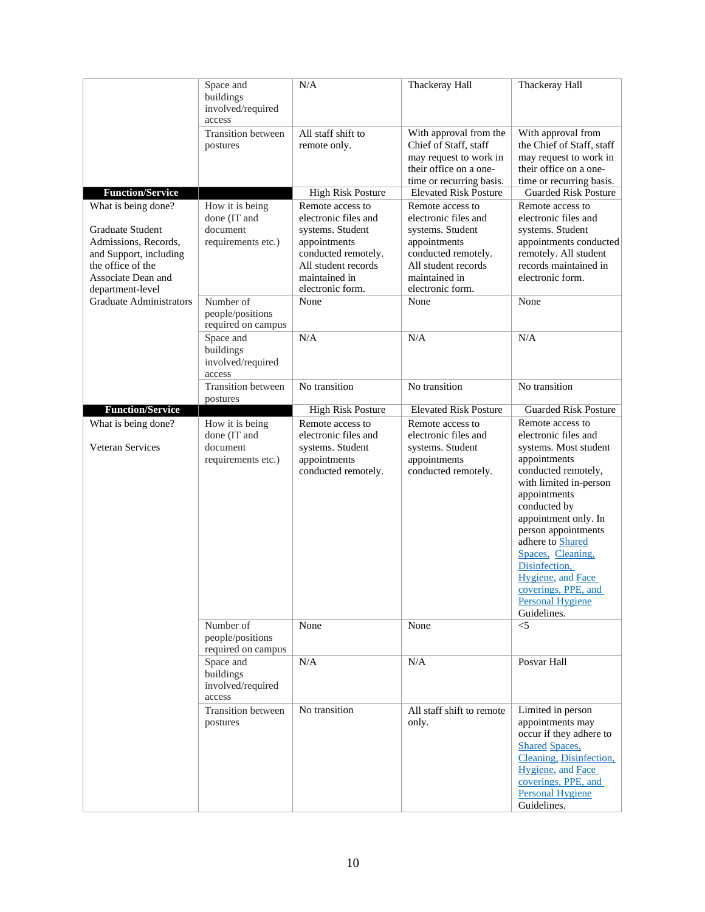| | | | | |
|---|---|---|---|---|
| | Space and buildings involved/required access | N/A | Thackeray Hall | Thackeray Hall |
| | Transition between postures | All staff shift to remote only. | With approval from the Chief of Staff, staff may request to work in their office on a one-time or recurring basis. | With approval from the Chief of Staff, staff may request to work in their office on a one-time or recurring basis. |
| **Function/Service** | | High Risk Posture | Elevated Risk Posture | Guarded Risk Posture |
| What is being done?<br><br>Graduate Student Admissions, Records, and Support, including the office of the Associate Dean and department-level Graduate Administrators | How it is being done (IT and document requirements etc.) | Remote access to electronic files and systems. Student appointments conducted remotely. All student records maintained in electronic form. | Remote access to electronic files and systems. Student appointments conducted remotely. All student records maintained in electronic form. | Remote access to electronic files and systems. Student appointments conducted remotely. All student records maintained in electronic form. |
| | Number of people/positions required on campus | None | None | None |
| | Space and buildings involved/required access | N/A | N/A | N/A |
| | Transition between postures | No transition | No transition | No transition |
| **Function/Service** | | High Risk Posture | Elevated Risk Posture | Guarded Risk Posture |
| What is being done?<br><br>Veteran Services | How it is being done (IT and document requirements etc.) | Remote access to electronic files and systems. Student appointments conducted remotely. | Remote access to electronic files and systems. Student appointments conducted remotely. | Remote access to electronic files and systems. Most student appointments conducted remotely, with limited in-person appointments conducted by appointment only. In person appointments adhere to Shared Spaces, Cleaning, Disinfection, Hygiene, and Face coverings, PPE, and Personal Hygiene Guidelines. |
| | Number of people/positions required on campus | None | None | <5 |
| | Space and buildings involved/required access | N/A | N/A | Posvar Hall |
| | Transition between postures | No transition | All staff shift to remote only. | Limited in person appointments may occur if they adhere to Shared Spaces, Cleaning, Disinfection, Hygiene, and Face coverings, PPE, and Personal Hygiene Guidelines. |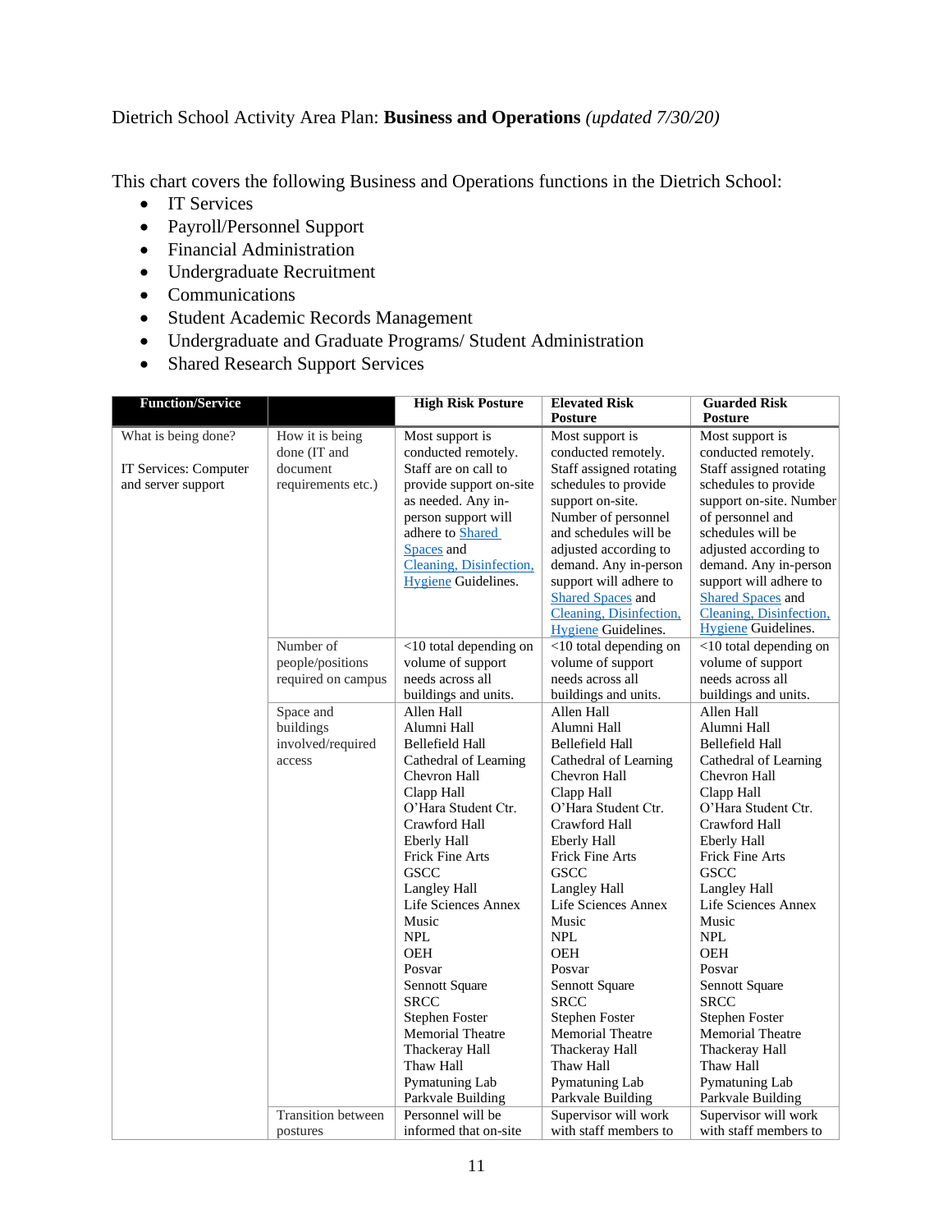Dietrich School Activity Area Plan: **Business and Operations** *(updated 7/30/20)*

This chart covers the following Business and Operations functions in the Dietrich School:

- IT Services
- Payroll/Personnel Support
- Financial Administration
- Undergraduate Recruitment
- Communications
- Student Academic Records Management
- Undergraduate and Graduate Programs/ Student Administration
- Shared Research Support Services

| **Function/Service** | | **High Risk Posture** | **Elevated Risk Posture** | **Guarded Risk Posture** |
|---|---|---|---|---|
| What is being done?<br><br>IT Services: Computer and server support | How it is being done (IT and document requirements etc.) | Most support is conducted remotely. Staff are on call to provide support on-site as needed. Any in-person support will adhere to Shared Spaces and Cleaning, Disinfection, Hygiene Guidelines. | Most support is conducted remotely. Staff assigned rotating schedules to provide support on-site. Number of personnel and schedules will be adjusted according to demand. Any in-person support will adhere to Shared Spaces and Cleaning, Disinfection, Hygiene Guidelines. | Most support is conducted remotely. Staff assigned rotating schedules to provide support on-site. Number of personnel and schedules will be adjusted according to demand. Any in-person support will adhere to Shared Spaces and Cleaning, Disinfection, Hygiene Guidelines. |
| | Number of people/positions required on campus | <10 total depending on volume of support needs across all buildings and units. | <10 total depending on volume of support needs across all buildings and units. | <10 total depending on volume of support needs across all buildings and units. |
| | Space and buildings involved/required access | Allen Hall<br>Alumni Hall<br>Bellefield Hall<br>Cathedral of Learning<br>Chevron Hall<br>Clapp Hall<br>O'Hara Student Ctr.<br>Crawford Hall<br>Eberly Hall<br>Frick Fine Arts<br>GSCC<br>Langley Hall<br>Life Sciences Annex<br>Music<br>NPL<br>OEH<br>Posvar<br>Sennott Square<br>SRCC<br>Stephen Foster Memorial Theatre<br>Thackeray Hall<br>Thaw Hall<br>Pymatuning Lab<br>Parkvale Building | Allen Hall<br>Alumni Hall<br>Bellefield Hall<br>Cathedral of Learning<br>Chevron Hall<br>Clapp Hall<br>O'Hara Student Ctr.<br>Crawford Hall<br>Eberly Hall<br>Frick Fine Arts<br>GSCC<br>Langley Hall<br>Life Sciences Annex<br>Music<br>NPL<br>OEH<br>Posvar<br>Sennott Square<br>SRCC<br>Stephen Foster Memorial Theatre<br>Thackeray Hall<br>Thaw Hall<br>Pymatuning Lab<br>Parkvale Building | Allen Hall<br>Alumni Hall<br>Bellefield Hall<br>Cathedral of Learning<br>Chevron Hall<br>Clapp Hall<br>O'Hara Student Ctr.<br>Crawford Hall<br>Eberly Hall<br>Frick Fine Arts<br>GSCC<br>Langley Hall<br>Life Sciences Annex<br>Music<br>NPL<br>OEH<br>Posvar<br>Sennott Square<br>SRCC<br>Stephen Foster Memorial Theatre<br>Thackeray Hall<br>Thaw Hall<br>Pymatuning Lab<br>Parkvale Building |
| | Transition between postures | Personnel will be informed that on-site | Supervisor will work with staff members to | Supervisor will work with staff members to |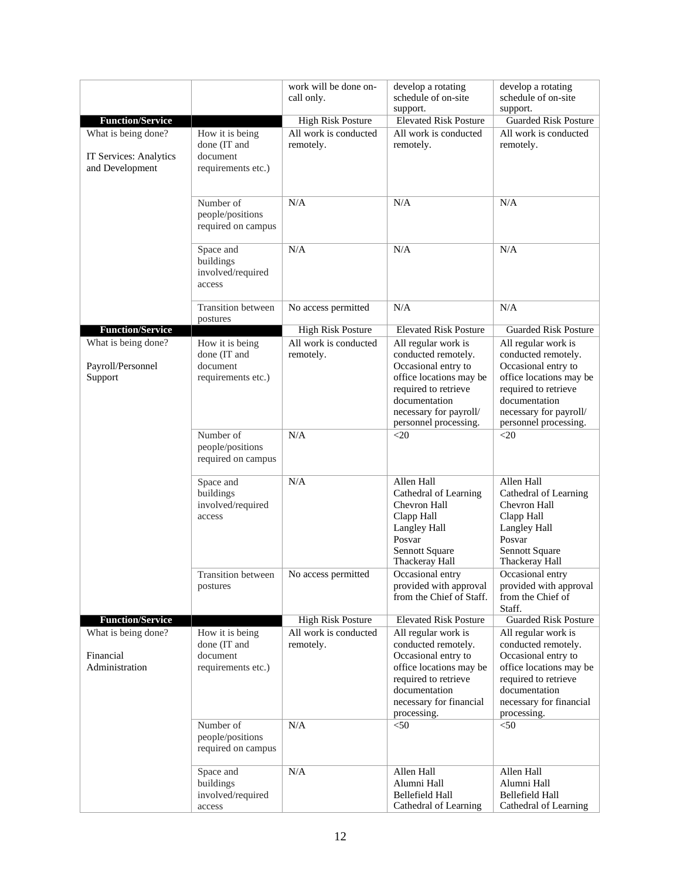| | | | | |
|---|---|---|---|---|
| | | work will be done on-call only. | develop a rotating schedule of on-site support. | develop a rotating schedule of on-site support. |
| **Function/Service** | | High Risk Posture | Elevated Risk Posture | Guarded Risk Posture |
| What is being done?<br><br>IT Services: Analytics and Development | How it is being done (IT and document requirements etc.) | All work is conducted remotely. | All work is conducted remotely. | All work is conducted remotely. |
| | Number of people/positions required on campus | N/A | N/A | N/A |
| | Space and buildings involved/required access | N/A | N/A | N/A |
| | Transition between postures | No access permitted | N/A | N/A |
| **Function/Service** | | High Risk Posture | Elevated Risk Posture | Guarded Risk Posture |
| What is being done?<br><br>Payroll/Personnel Support | How it is being done (IT and document requirements etc.) | All work is conducted remotely. | All regular work is conducted remotely. Occasional entry to office locations may be required to retrieve documentation necessary for payroll/ personnel processing. | All regular work is conducted remotely. Occasional entry to office locations may be required to retrieve documentation necessary for payroll/ personnel processing. |
| | Number of people/positions required on campus | N/A | <20 | <20 |
| | Space and buildings involved/required access | N/A | Allen Hall<br>Cathedral of Learning<br>Chevron Hall<br>Clapp Hall<br>Langley Hall<br>Posvar<br>Sennott Square<br>Thackeray Hall | Allen Hall<br>Cathedral of Learning<br>Chevron Hall<br>Clapp Hall<br>Langley Hall<br>Posvar<br>Sennott Square<br>Thackeray Hall |
| | Transition between postures | No access permitted | Occasional entry provided with approval from the Chief of Staff. | Occasional entry provided with approval from the Chief of Staff. |
| **Function/Service** | | High Risk Posture | Elevated Risk Posture | Guarded Risk Posture |
| What is being done?<br><br>Financial Administration | How it is being done (IT and document requirements etc.) | All work is conducted remotely. | All regular work is conducted remotely. Occasional entry to office locations may be required to retrieve documentation necessary for financial processing. | All regular work is conducted remotely. Occasional entry to office locations may be required to retrieve documentation necessary for financial processing. |
| | Number of people/positions required on campus | N/A | <50 | <50 |
| | Space and buildings involved/required access | N/A | Allen Hall<br>Alumni Hall<br>Bellefield Hall<br>Cathedral of Learning | Allen Hall<br>Alumni Hall<br>Bellefield Hall<br>Cathedral of Learning |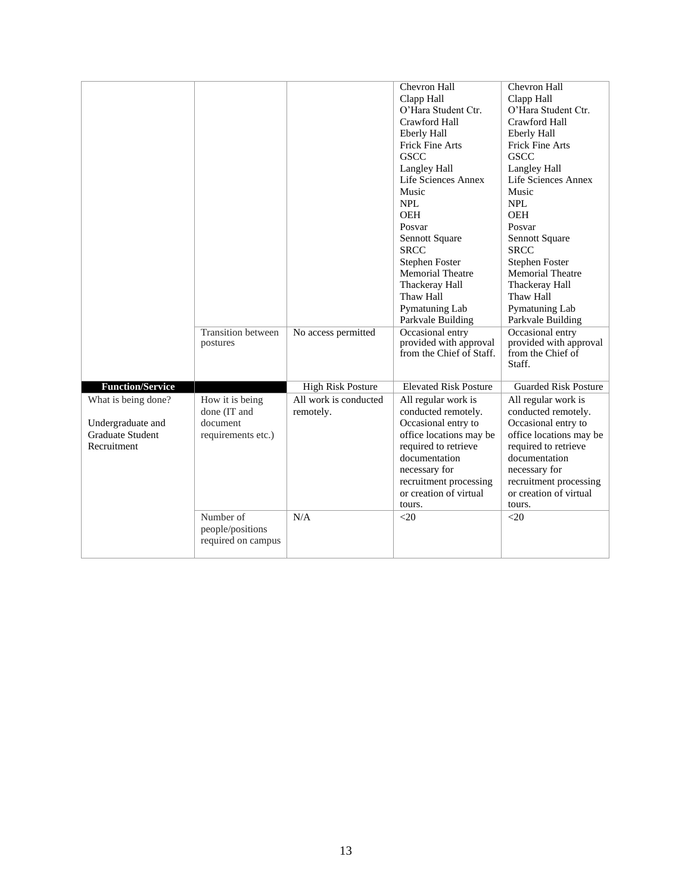| | | | | |
|---|---|---|---|---|
| | | | Chevron Hall<br>Clapp Hall<br>O'Hara Student Ctr.<br>Crawford Hall<br>Eberly Hall<br>Frick Fine Arts<br>GSCC<br>Langley Hall<br>Life Sciences Annex<br>Music<br>NPL<br>OEH<br>Posvar<br>Sennott Square<br>SRCC<br>Stephen Foster Memorial Theatre<br>Thackeray Hall<br>Thaw Hall<br>Pymatuning Lab<br>Parkvale Building | Chevron Hall<br>Clapp Hall<br>O'Hara Student Ctr.<br>Crawford Hall<br>Eberly Hall<br>Frick Fine Arts<br>GSCC<br>Langley Hall<br>Life Sciences Annex<br>Music<br>NPL<br>OEH<br>Posvar<br>Sennott Square<br>SRCC<br>Stephen Foster Memorial Theatre<br>Thackeray Hall<br>Thaw Hall<br>Pymatuning Lab<br>Parkvale Building |
| | Transition between postures | No access permitted | Occasional entry provided with approval from the Chief of Staff. | Occasional entry provided with approval from the Chief of Staff. |
| **Function/Service** | | High Risk Posture | Elevated Risk Posture | Guarded Risk Posture |
| What is being done?<br><br>Undergraduate and Graduate Student Recruitment | How it is being done (IT and document requirements etc.) | All work is conducted remotely. | All regular work is conducted remotely. Occasional entry to office locations may be required to retrieve documentation necessary for recruitment processing or creation of virtual tours. | All regular work is conducted remotely. Occasional entry to office locations may be required to retrieve documentation necessary for recruitment processing or creation of virtual tours. |
| | Number of people/positions required on campus | N/A | <20 | <20 |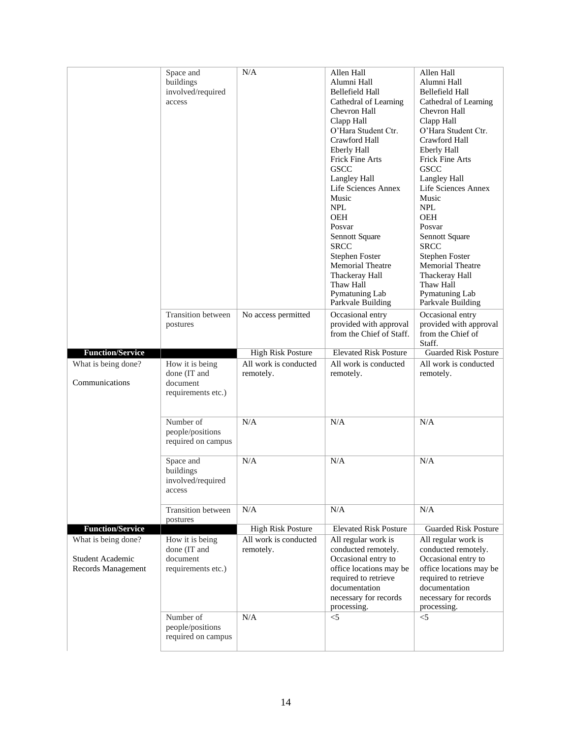| | | | | |
|---|---|---|---|---|
| | Space and buildings involved/required access | N/A | Allen Hall<br>Alumni Hall<br>Bellefield Hall<br>Cathedral of Learning<br>Chevron Hall<br>Clapp Hall<br>O'Hara Student Ctr.<br>Crawford Hall<br>Eberly Hall<br>Frick Fine Arts<br>GSCC<br>Langley Hall<br>Life Sciences Annex<br>Music<br>NPL<br>OEH<br>Posvar<br>Sennott Square<br>SRCC<br>Stephen Foster Memorial Theatre<br>Thackeray Hall<br>Thaw Hall<br>Pymatuning Lab<br>Parkvale Building | Allen Hall<br>Alumni Hall<br>Bellefield Hall<br>Cathedral of Learning<br>Chevron Hall<br>Clapp Hall<br>O'Hara Student Ctr.<br>Crawford Hall<br>Eberly Hall<br>Frick Fine Arts<br>GSCC<br>Langley Hall<br>Life Sciences Annex<br>Music<br>NPL<br>OEH<br>Posvar<br>Sennott Square<br>SRCC<br>Stephen Foster Memorial Theatre<br>Thackeray Hall<br>Thaw Hall<br>Pymatuning Lab<br>Parkvale Building |
| | Transition between postures | No access permitted | Occasional entry provided with approval from the Chief of Staff. | Occasional entry provided with approval from the Chief of Staff. |
| **Function/Service** | | High Risk Posture | Elevated Risk Posture | Guarded Risk Posture |
| What is being done?<br><br>Communications | How it is being done (IT and document requirements etc.) | All work is conducted remotely. | All work is conducted remotely. | All work is conducted remotely. |
| | Number of people/positions required on campus | N/A | N/A | N/A |
| | Space and buildings involved/required access | N/A | N/A | N/A |
| | Transition between postures | N/A | N/A | N/A |
| **Function/Service** | | High Risk Posture | Elevated Risk Posture | Guarded Risk Posture |
| What is being done?<br><br>Student Academic Records Management | How it is being done (IT and document requirements etc.) | All work is conducted remotely. | All regular work is conducted remotely. Occasional entry to office locations may be required to retrieve documentation necessary for records processing. | All regular work is conducted remotely. Occasional entry to office locations may be required to retrieve documentation necessary for records processing. |
| | Number of people/positions required on campus | N/A | <5 | <5 |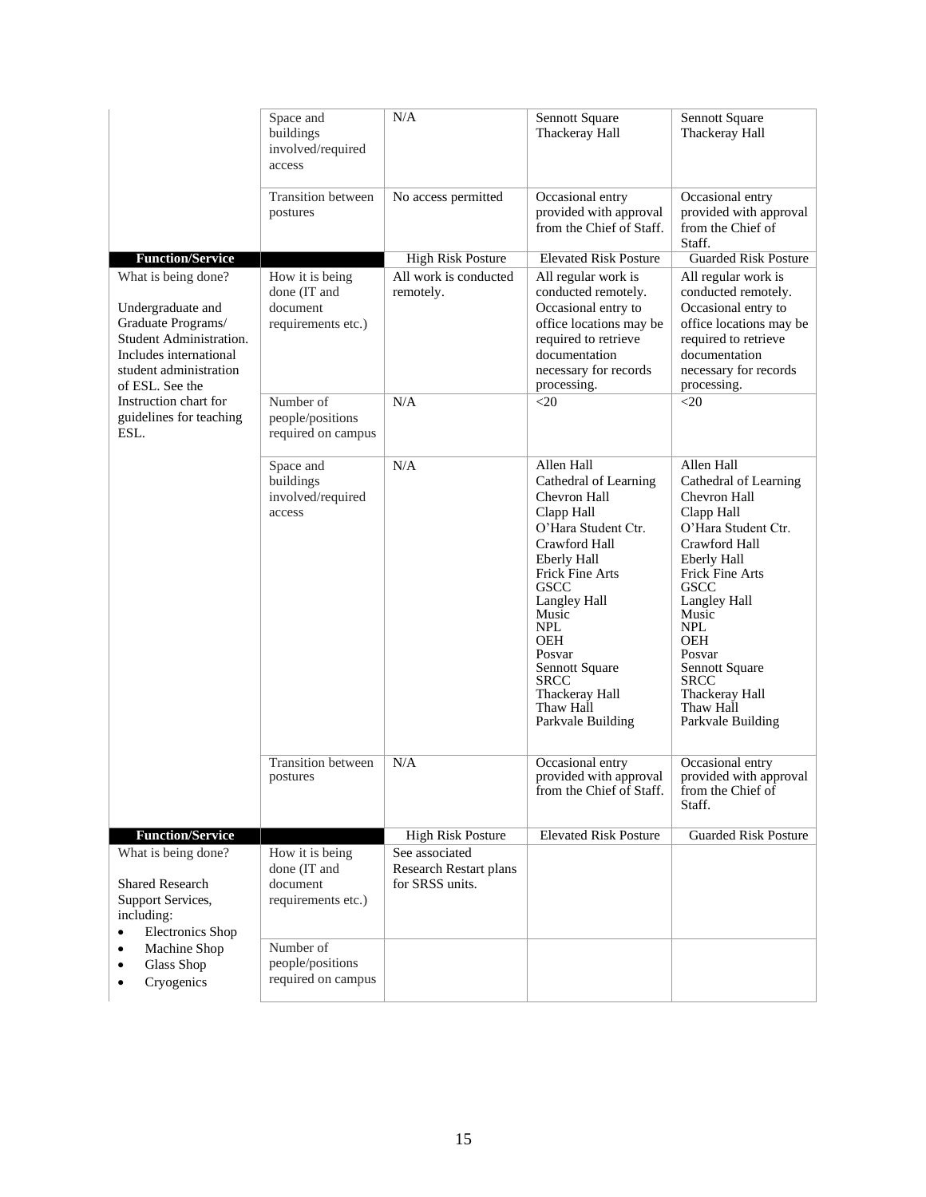| | | | | |
|---|---|---|---|---|
| | Space and buildings involved/required access | N/A | Sennott Square<br>Thackeray Hall | Sennott Square<br>Thackeray Hall |
| | Transition between postures | No access permitted | Occasional entry provided with approval from the Chief of Staff. | Occasional entry provided with approval from the Chief of Staff. |
| **Function/Service** | | High Risk Posture | Elevated Risk Posture | Guarded Risk Posture |
| What is being done?<br><br>Undergraduate and Graduate Programs/ Student Administration. Includes international student administration of ESL. See the Instruction chart for guidelines for teaching ESL. | How it is being done (IT and document requirements etc.) | All work is conducted remotely. | All regular work is conducted remotely. Occasional entry to office locations may be required to retrieve documentation necessary for records processing. | All regular work is conducted remotely. Occasional entry to office locations may be required to retrieve documentation necessary for records processing. |
| | Number of people/positions required on campus | N/A | <20 | <20 |
| | Space and buildings involved/required access | N/A | Allen Hall<br>Cathedral of Learning<br>Chevron Hall<br>Clapp Hall<br>O'Hara Student Ctr.<br>Crawford Hall<br>Eberly Hall<br>Frick Fine Arts<br>GSCC<br>Langley Hall<br>Music<br>NPL<br>OEH<br>Posvar<br>Sennott Square<br>SRCC<br>Thackeray Hall<br>Thaw Hall<br>Parkvale Building | Allen Hall<br>Cathedral of Learning<br>Chevron Hall<br>Clapp Hall<br>O'Hara Student Ctr.<br>Crawford Hall<br>Eberly Hall<br>Frick Fine Arts<br>GSCC<br>Langley Hall<br>Music<br>NPL<br>OEH<br>Posvar<br>Sennott Square<br>SRCC<br>Thackeray Hall<br>Thaw Hall<br>Parkvale Building |
| | Transition between postures | N/A | Occasional entry provided with approval from the Chief of Staff. | Occasional entry provided with approval from the Chief of Staff. |
| **Function/Service** | | High Risk Posture | Elevated Risk Posture | Guarded Risk Posture |
| What is being done?<br><br>Shared Research Support Services, including:<br>• Electronics Shop<br>• Machine Shop<br>• Glass Shop<br>• Cryogenics | How it is being done (IT and document requirements etc.) | See associated Research Restart plans for SRSS units. | | |
| | Number of people/positions required on campus | | | |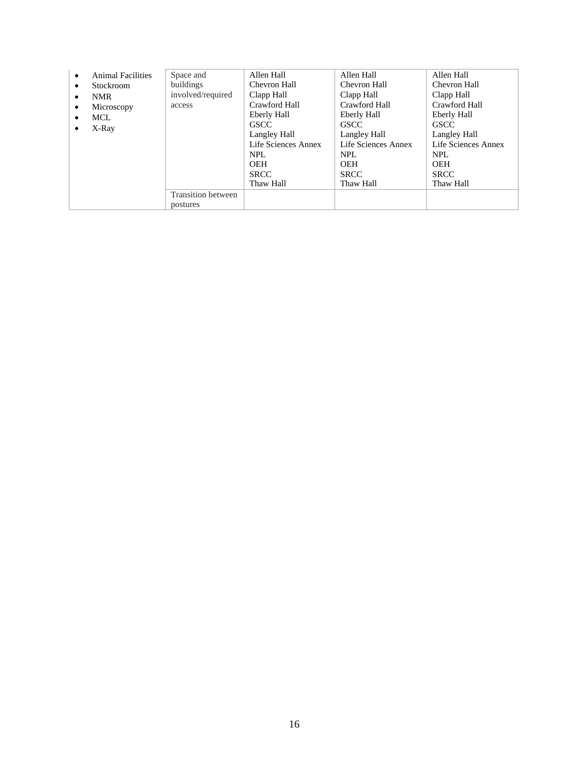| | | | | |
|---|---|---|---|---|
| • Animal Facilities<br>• Stockroom<br>• NMR<br>• Microscopy<br>• MCL<br>• X-Ray | Space and buildings involved/required access | Allen Hall<br>Chevron Hall<br>Clapp Hall<br>Crawford Hall<br>Eberly Hall<br>GSCC<br>Langley Hall<br>Life Sciences Annex<br>NPL<br>OEH<br>SRCC<br>Thaw Hall | Allen Hall<br>Chevron Hall<br>Clapp Hall<br>Crawford Hall<br>Eberly Hall<br>GSCC<br>Langley Hall<br>Life Sciences Annex<br>NPL<br>OEH<br>SRCC<br>Thaw Hall | Allen Hall<br>Chevron Hall<br>Clapp Hall<br>Crawford Hall<br>Eberly Hall<br>GSCC<br>Langley Hall<br>Life Sciences Annex<br>NPL<br>OEH<br>SRCC<br>Thaw Hall |
| | Transition between postures | | | |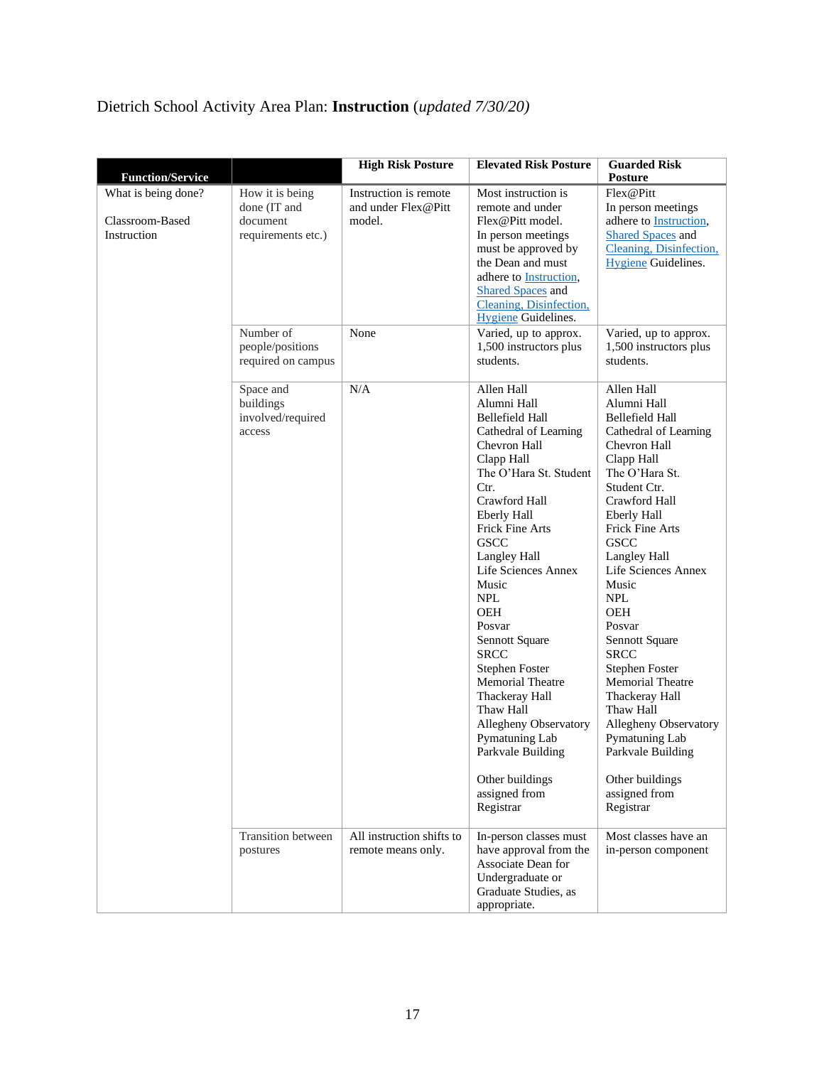Dietrich School Activity Area Plan: **Instruction** (*updated 7/30/20*)

| Function/Service | | High Risk Posture | Elevated Risk Posture | Guarded Risk Posture |
|---|---|---|---|---|
| What is being done?<br><br>Classroom-Based Instruction | How it is being done (IT and document requirements etc.) | Instruction is remote and under Flex@Pitt model. | Most instruction is remote and under Flex@Pitt model.<br>In person meetings must be approved by the Dean and must adhere to Instruction, Shared Spaces and Cleaning, Disinfection, Hygiene Guidelines. | Flex@Pitt<br>In person meetings adhere to Instruction, Shared Spaces and Cleaning, Disinfection, Hygiene Guidelines. |
| | Number of people/positions required on campus | None | Varied, up to approx. 1,500 instructors plus students. | Varied, up to approx. 1,500 instructors plus students. |
| | Space and buildings involved/required access | N/A | Allen Hall<br>Alumni Hall<br>Bellefield Hall<br>Cathedral of Learning<br>Chevron Hall<br>Clapp Hall<br>The O'Hara St. Student Ctr.<br>Crawford Hall<br>Eberly Hall<br>Frick Fine Arts<br>GSCC<br>Langley Hall<br>Life Sciences Annex<br>Music<br>NPL<br>OEH<br>Posvar<br>Sennott Square<br>SRCC<br>Stephen Foster Memorial Theatre<br>Thackeray Hall<br>Thaw Hall<br>Allegheny Observatory<br>Pymatuning Lab<br>Parkvale Building<br><br>Other buildings assigned from Registrar | Allen Hall<br>Alumni Hall<br>Bellefield Hall<br>Cathedral of Learning<br>Chevron Hall<br>Clapp Hall<br>The O'Hara St. Student Ctr.<br>Crawford Hall<br>Eberly Hall<br>Frick Fine Arts<br>GSCC<br>Langley Hall<br>Life Sciences Annex<br>Music<br>NPL<br>OEH<br>Posvar<br>Sennott Square<br>SRCC<br>Stephen Foster Memorial Theatre<br>Thackeray Hall<br>Thaw Hall<br>Allegheny Observatory<br>Pymatuning Lab<br>Parkvale Building<br><br>Other buildings assigned from Registrar |
| | Transition between postures | All instruction shifts to remote means only. | In-person classes must have approval from the Associate Dean for Undergraduate or Graduate Studies, as appropriate. | Most classes have an in-person component |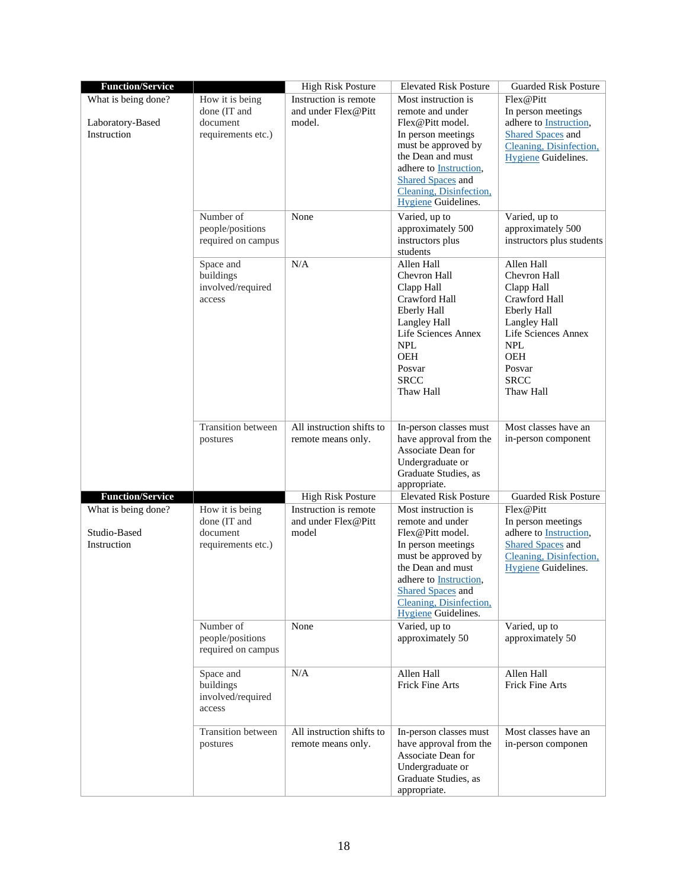| Function/Service | | High Risk Posture | Elevated Risk Posture | Guarded Risk Posture |
|---|---|---|---|---|
| What is being done?<br><br>Laboratory-Based Instruction | How it is being done (IT and document requirements etc.) | Instruction is remote and under Flex@Pitt model. | Most instruction is remote and under Flex@Pitt model.<br>In person meetings must be approved by the Dean and must adhere to Instruction, Shared Spaces and Cleaning, Disinfection, Hygiene Guidelines. | Flex@Pitt<br>In person meetings adhere to Instruction, Shared Spaces and Cleaning, Disinfection, Hygiene Guidelines. |
| | Number of people/positions required on campus | None | Varied, up to approximately 500 instructors plus students | Varied, up to approximately 500 instructors plus students |
| | Space and buildings involved/required access | N/A | Allen Hall<br>Chevron Hall<br>Clapp Hall<br>Crawford Hall<br>Eberly Hall<br>Langley Hall<br>Life Sciences Annex<br>NPL<br>OEH<br>Posvar<br>SRCC<br>Thaw Hall | Allen Hall<br>Chevron Hall<br>Clapp Hall<br>Crawford Hall<br>Eberly Hall<br>Langley Hall<br>Life Sciences Annex<br>NPL<br>OEH<br>Posvar<br>SRCC<br>Thaw Hall |
| | Transition between postures | All instruction shifts to remote means only. | In-person classes must have approval from the Associate Dean for Undergraduate or Graduate Studies, as appropriate. | Most classes have an in-person component |
| **Function/Service** | | **High Risk Posture** | **Elevated Risk Posture** | **Guarded Risk Posture** |
| What is being done?<br><br>Studio-Based Instruction | How it is being done (IT and document requirements etc.) | Instruction is remote and under Flex@Pitt model | Most instruction is remote and under Flex@Pitt model.<br>In person meetings must be approved by the Dean and must adhere to Instruction, Shared Spaces and Cleaning, Disinfection, Hygiene Guidelines. | Flex@Pitt<br>In person meetings adhere to Instruction, Shared Spaces and Cleaning, Disinfection, Hygiene Guidelines. |
| | Number of people/positions required on campus | None | Varied, up to approximately 50 | Varied, up to approximately 50 |
| | Space and buildings involved/required access | N/A | Allen Hall<br>Frick Fine Arts | Allen Hall<br>Frick Fine Arts |
| | Transition between postures | All instruction shifts to remote means only. | In-person classes must have approval from the Associate Dean for Undergraduate or Graduate Studies, as appropriate. | Most classes have an in-person componen |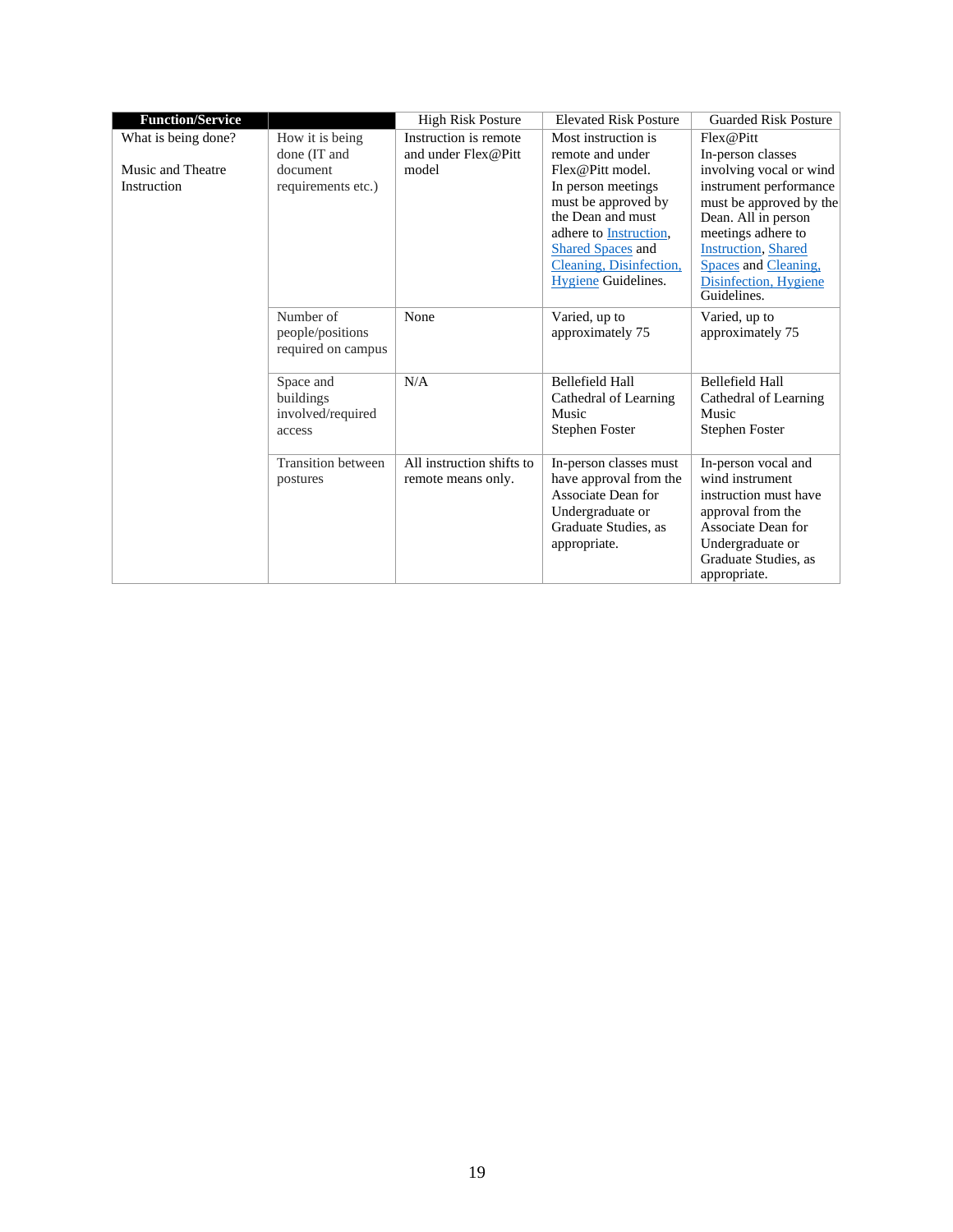| Function/Service | | High Risk Posture | Elevated Risk Posture | Guarded Risk Posture |
|---|---|---|---|---|
| What is being done?<br><br>Music and Theatre Instruction | How it is being done (IT and document requirements etc.) | Instruction is remote and under Flex@Pitt model | Most instruction is remote and under Flex@Pitt model.<br>In person meetings must be approved by the Dean and must adhere to Instruction, Shared Spaces and Cleaning, Disinfection, Hygiene Guidelines. | Flex@Pitt<br>In-person classes involving vocal or wind instrument performance must be approved by the Dean. All in person meetings adhere to Instruction, Shared Spaces and Cleaning, Disinfection, Hygiene Guidelines. |
| | Number of people/positions required on campus | None | Varied, up to approximately 75 | Varied, up to approximately 75 |
| | Space and buildings involved/required access | N/A | Bellefield Hall<br>Cathedral of Learning<br>Music<br>Stephen Foster | Bellefield Hall<br>Cathedral of Learning<br>Music<br>Stephen Foster |
| | Transition between postures | All instruction shifts to remote means only. | In-person classes must have approval from the Associate Dean for Undergraduate or Graduate Studies, as appropriate. | In-person vocal and wind instrument instruction must have approval from the Associate Dean for Undergraduate or Graduate Studies, as appropriate. |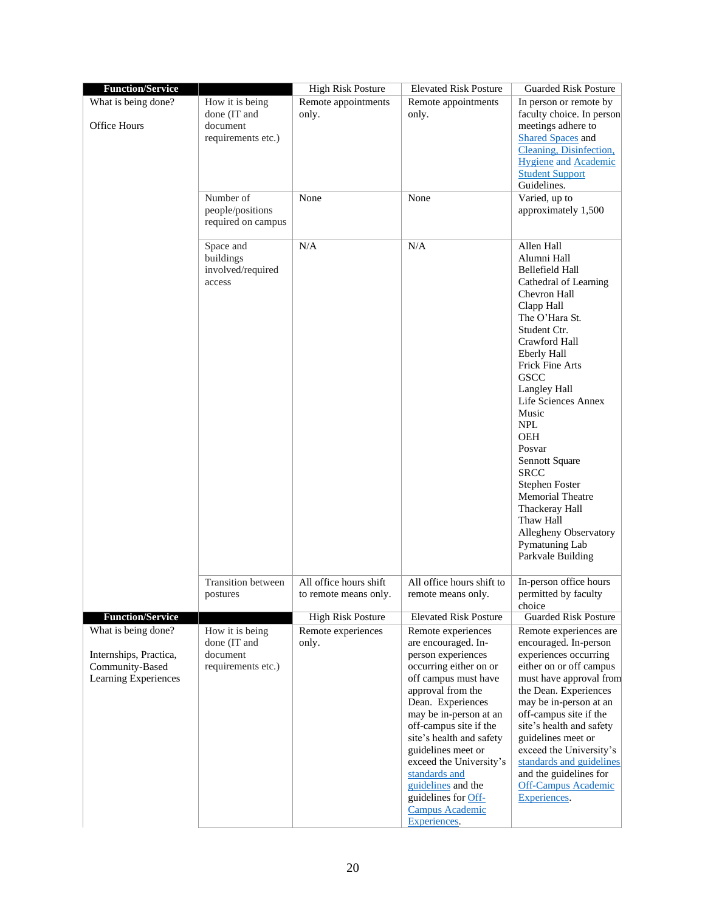| Function/Service | | High Risk Posture | Elevated Risk Posture | Guarded Risk Posture |
|---|---|---|---|---|
| What is being done?<br><br>Office Hours | How it is being done (IT and document requirements etc.) | Remote appointments only. | Remote appointments only. | In person or remote by faculty choice. In person meetings adhere to Shared Spaces and Cleaning, Disinfection, Hygiene and Academic Student Support Guidelines. |
| | Number of people/positions required on campus | None | None | Varied, up to approximately 1,500 |
| | Space and buildings involved/required access | N/A | N/A | Allen Hall<br>Alumni Hall<br>Bellefield Hall<br>Cathedral of Learning<br>Chevron Hall<br>Clapp Hall<br>The O'Hara St. Student Ctr.<br>Crawford Hall<br>Eberly Hall<br>Frick Fine Arts<br>GSCC<br>Langley Hall<br>Life Sciences Annex<br>Music<br>NPL<br>OEH<br>Posvar<br>Sennott Square<br>SRCC<br>Stephen Foster Memorial Theatre<br>Thackeray Hall<br>Thaw Hall<br>Allegheny Observatory<br>Pymatuning Lab<br>Parkvale Building |
| | Transition between postures | All office hours shift to remote means only. | All office hours shift to remote means only. | In-person office hours permitted by faculty choice |
| **Function/Service** | | **High Risk Posture** | **Elevated Risk Posture** | **Guarded Risk Posture** |
| What is being done?<br><br>Internships, Practica, Community-Based Learning Experiences | How it is being done (IT and document requirements etc.) | Remote experiences only. | Remote experiences are encouraged. In-person experiences occurring either on or off campus must have approval from the Dean. Experiences may be in-person at an off-campus site if the site's health and safety guidelines meet or exceed the University's standards and guidelines and the guidelines for Off-Campus Academic Experiences. | Remote experiences are encouraged. In-person experiences occurring either on or off campus must have approval from the Dean. Experiences may be in-person at an off-campus site if the site's health and safety guidelines meet or exceed the University's standards and guidelines and the guidelines for Off-Campus Academic Experiences. |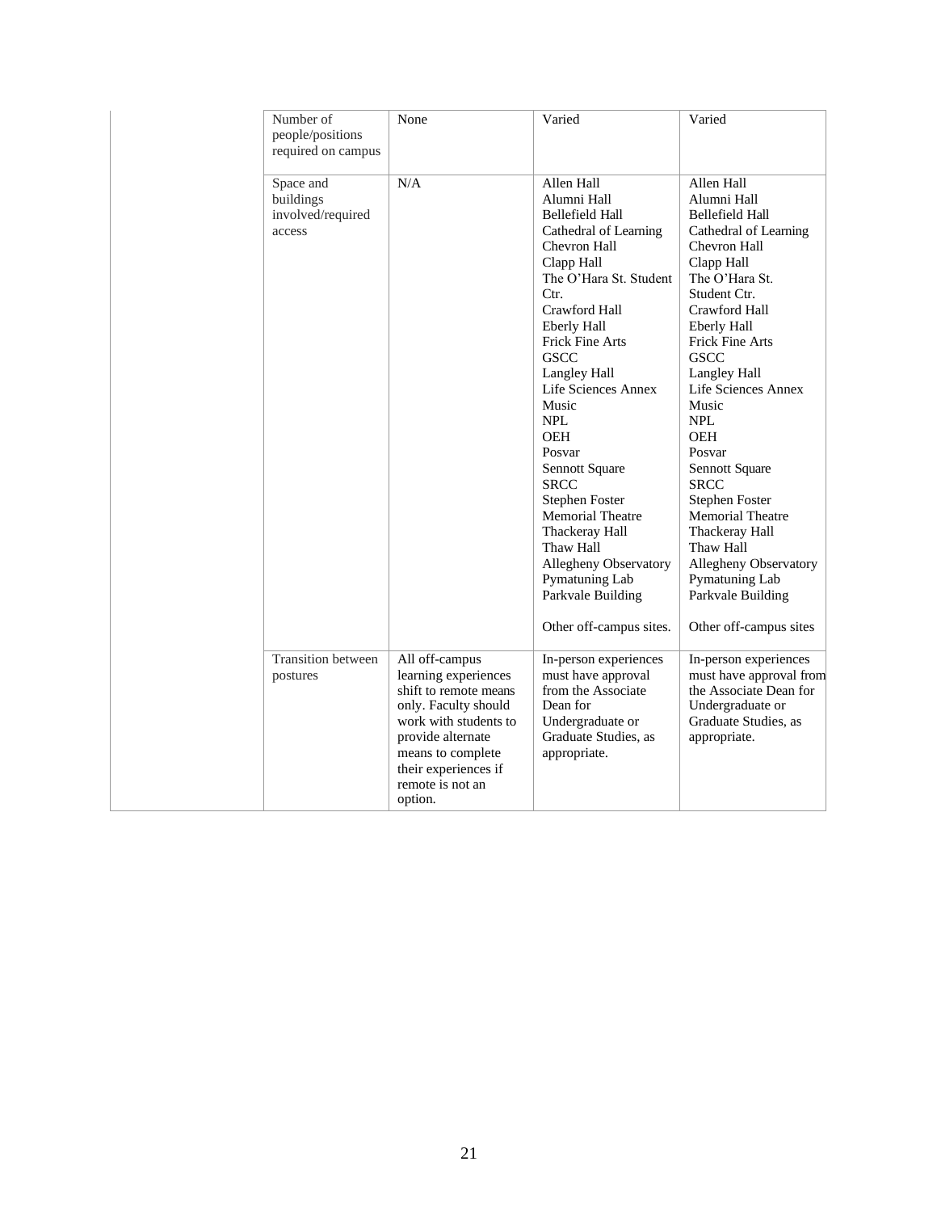| | | | | |
|---|---|---|---|---|
| | Number of people/positions required on campus | None | Varied | Varied |
| | Space and buildings involved/required access | N/A | Allen Hall<br>Alumni Hall<br>Bellefield Hall<br>Cathedral of Learning<br>Chevron Hall<br>Clapp Hall<br>The O'Hara St. Student Ctr.<br>Crawford Hall<br>Eberly Hall<br>Frick Fine Arts<br>GSCC<br>Langley Hall<br>Life Sciences Annex<br>Music<br>NPL<br>OEH<br>Posvar<br>Sennott Square<br>SRCC<br>Stephen Foster Memorial Theatre<br>Thackeray Hall<br>Thaw Hall<br>Allegheny Observatory<br>Pymatuning Lab<br>Parkvale Building<br><br>Other off-campus sites. | Allen Hall<br>Alumni Hall<br>Bellefield Hall<br>Cathedral of Learning<br>Chevron Hall<br>Clapp Hall<br>The O'Hara St. Student Ctr.<br>Crawford Hall<br>Eberly Hall<br>Frick Fine Arts<br>GSCC<br>Langley Hall<br>Life Sciences Annex<br>Music<br>NPL<br>OEH<br>Posvar<br>Sennott Square<br>SRCC<br>Stephen Foster Memorial Theatre<br>Thackeray Hall<br>Thaw Hall<br>Allegheny Observatory<br>Pymatuning Lab<br>Parkvale Building<br><br>Other off-campus sites |
| | Transition between postures | All off-campus learning experiences shift to remote means only. Faculty should work with students to provide alternate means to complete their experiences if remote is not an option. | In-person experiences must have approval from the Associate Dean for Undergraduate or Graduate Studies, as appropriate. | In-person experiences must have approval from the Associate Dean for Undergraduate or Graduate Studies, as appropriate. |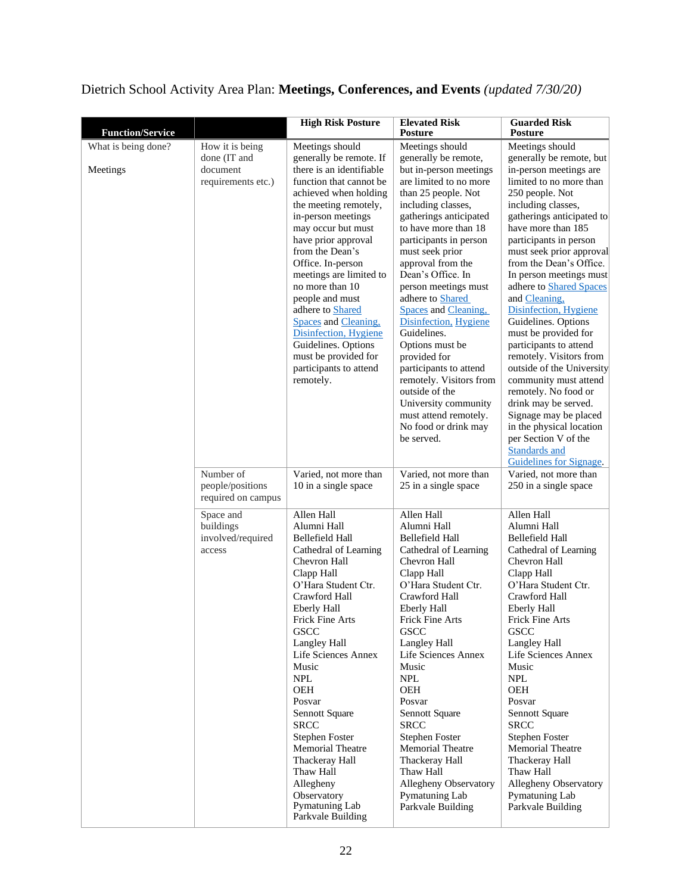Dietrich School Activity Area Plan: **Meetings, Conferences, and Events** *(updated 7/30/20)*

| Function/Service | | High Risk Posture | Elevated Risk Posture | Guarded Risk Posture |
|---|---|---|---|---|
| What is being done?<br><br>Meetings | How it is being done (IT and document requirements etc.) | Meetings should generally be remote. If there is an identifiable function that cannot be achieved when holding the meeting remotely, in-person meetings may occur but must have prior approval from the Dean's Office. In-person meetings are limited to no more than 10 people and must adhere to Shared Spaces and Cleaning, Disinfection, Hygiene Guidelines. Options must be provided for participants to attend remotely. | Meetings should generally be remote, but in-person meetings are limited to no more than 25 people. Not including classes, gatherings anticipated to have more than 18 participants in person must seek prior approval from the Dean's Office. In person meetings must adhere to Shared Spaces and Cleaning, Disinfection, Hygiene Guidelines. Options must be provided for participants to attend remotely. Visitors from outside of the University community must attend remotely. No food or drink may be served. | Meetings should generally be remote, but in-person meetings are limited to no more than 250 people. Not including classes, gatherings anticipated to have more than 185 participants in person must seek prior approval from the Dean's Office. In person meetings must adhere to Shared Spaces and Cleaning, Disinfection, Hygiene Guidelines. Options must be provided for participants to attend remotely. Visitors from outside of the University community must attend remotely. No food or drink may be served. Signage may be placed in the physical location per Section V of the Standards and Guidelines for Signage. |
| | Number of people/positions required on campus | Varied, not more than 10 in a single space | Varied, not more than 25 in a single space | Varied, not more than 250 in a single space |
| | Space and buildings involved/required access | Allen Hall<br>Alumni Hall<br>Bellefield Hall<br>Cathedral of Learning<br>Chevron Hall<br>Clapp Hall<br>O'Hara Student Ctr.<br>Crawford Hall<br>Eberly Hall<br>Frick Fine Arts<br>GSCC<br>Langley Hall<br>Life Sciences Annex<br>Music<br>NPL<br>OEH<br>Posvar<br>Sennott Square<br>SRCC<br>Stephen Foster Memorial Theatre<br>Thackeray Hall<br>Thaw Hall<br>Allegheny Observatory<br>Pymatuning Lab<br>Parkvale Building | Allen Hall<br>Alumni Hall<br>Bellefield Hall<br>Cathedral of Learning<br>Chevron Hall<br>Clapp Hall<br>O'Hara Student Ctr.<br>Crawford Hall<br>Eberly Hall<br>Frick Fine Arts<br>GSCC<br>Langley Hall<br>Life Sciences Annex<br>Music<br>NPL<br>OEH<br>Posvar<br>Sennott Square<br>SRCC<br>Stephen Foster Memorial Theatre<br>Thackeray Hall<br>Thaw Hall<br>Allegheny Observatory<br>Pymatuning Lab<br>Parkvale Building | Allen Hall<br>Alumni Hall<br>Bellefield Hall<br>Cathedral of Learning<br>Chevron Hall<br>Clapp Hall<br>O'Hara Student Ctr.<br>Crawford Hall<br>Eberly Hall<br>Frick Fine Arts<br>GSCC<br>Langley Hall<br>Life Sciences Annex<br>Music<br>NPL<br>OEH<br>Posvar<br>Sennott Square<br>SRCC<br>Stephen Foster Memorial Theatre<br>Thackeray Hall<br>Thaw Hall<br>Allegheny Observatory<br>Pymatuning Lab<br>Parkvale Building |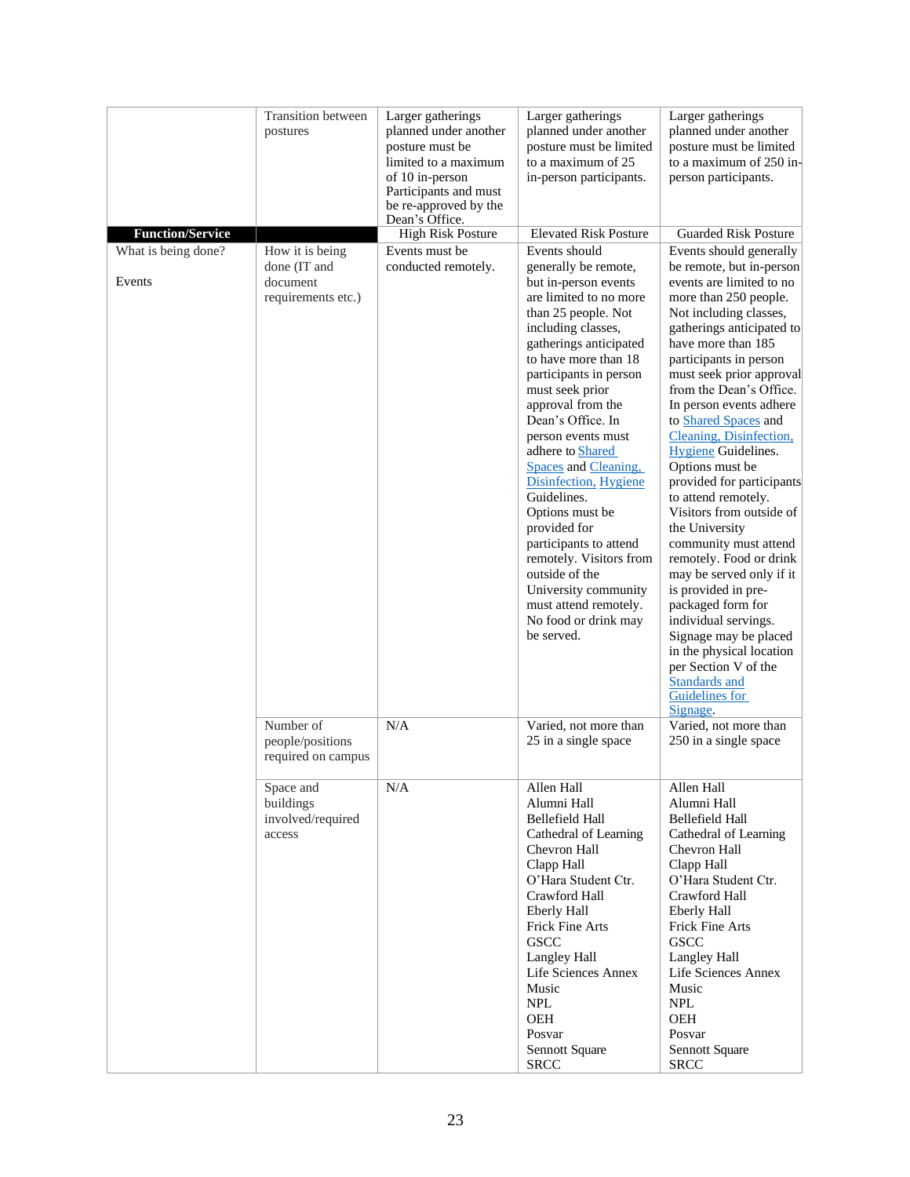| | | | | |
|---|---|---|---|---|
| | Transition between postures | Larger gatherings planned under another posture must be limited to a maximum of 10 in-person Participants and must be re-approved by the Dean's Office. | Larger gatherings planned under another posture must be limited to a maximum of 25 in-person participants. | Larger gatherings planned under another posture must be limited to a maximum of 250 in-person participants. |
| **Function/Service** | | High Risk Posture | Elevated Risk Posture | Guarded Risk Posture |
| What is being done?<br><br>Events | How it is being done (IT and document requirements etc.) | Events must be conducted remotely. | Events should generally be remote, but in-person events are limited to no more than 25 people. Not including classes, gatherings anticipated to have more than 18 participants in person must seek prior approval from the Dean's Office. In person events must adhere to Shared Spaces and Cleaning, Disinfection, Hygiene Guidelines. Options must be provided for participants to attend remotely. Visitors from outside of the University community must attend remotely. No food or drink may be served. | Events should generally be remote, but in-person events are limited to no more than 250 people. Not including classes, gatherings anticipated to have more than 185 participants in person must seek prior approval from the Dean's Office. In person events adhere to Shared Spaces and Cleaning, Disinfection, Hygiene Guidelines. Options must be provided for participants to attend remotely. Visitors from outside of the University community must attend remotely. Food or drink may be served only if it is provided in pre-packaged form for individual servings. Signage may be placed in the physical location per Section V of the Standards and Guidelines for Signage. |
| | Number of people/positions required on campus | N/A | Varied, not more than 25 in a single space | Varied, not more than 250 in a single space |
| | Space and buildings involved/required access | N/A | Allen Hall<br>Alumni Hall<br>Bellefield Hall<br>Cathedral of Learning<br>Chevron Hall<br>Clapp Hall<br>O'Hara Student Ctr.<br>Crawford Hall<br>Eberly Hall<br>Frick Fine Arts<br>GSCC<br>Langley Hall<br>Life Sciences Annex<br>Music<br>NPL<br>OEH<br>Posvar<br>Sennott Square<br>SRCC | Allen Hall<br>Alumni Hall<br>Bellefield Hall<br>Cathedral of Learning<br>Chevron Hall<br>Clapp Hall<br>O'Hara Student Ctr.<br>Crawford Hall<br>Eberly Hall<br>Frick Fine Arts<br>GSCC<br>Langley Hall<br>Life Sciences Annex<br>Music<br>NPL<br>OEH<br>Posvar<br>Sennott Square<br>SRCC |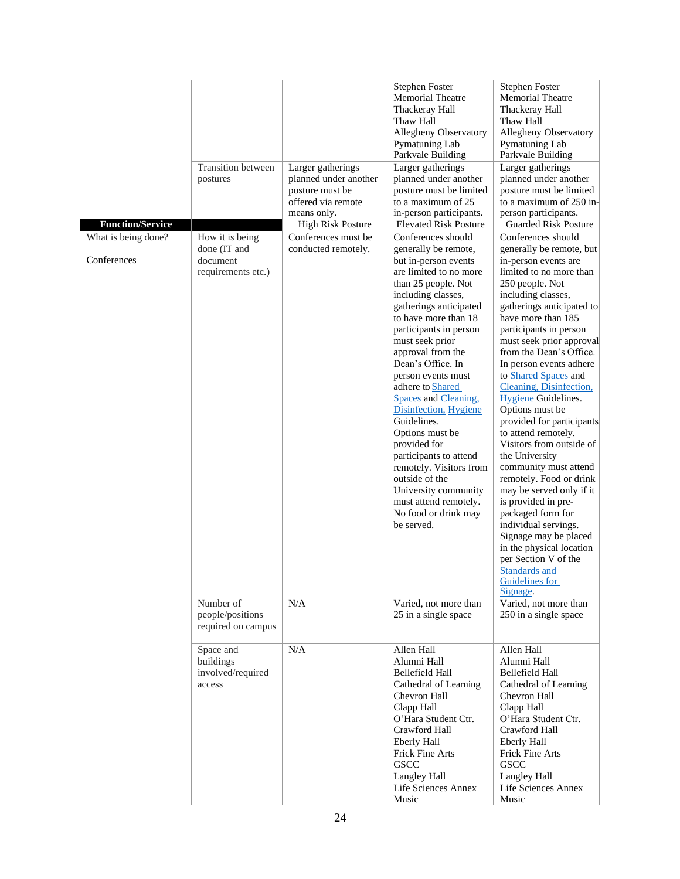| | | | | |
|---|---|---|---|---|
| | | | Stephen Foster Memorial Theatre<br>Thackeray Hall<br>Thaw Hall<br>Allegheny Observatory<br>Pymatuning Lab<br>Parkvale Building | Stephen Foster Memorial Theatre<br>Thackeray Hall<br>Thaw Hall<br>Allegheny Observatory<br>Pymatuning Lab<br>Parkvale Building |
| | Transition between postures | Larger gatherings planned under another posture must be offered via remote means only. | Larger gatherings planned under another posture must be limited to a maximum of 25 in-person participants. | Larger gatherings planned under another posture must be limited to a maximum of 250 in-person participants. |
| **Function/Service** | | High Risk Posture | Elevated Risk Posture | Guarded Risk Posture |
| What is being done?<br><br>Conferences | How it is being done (IT and document requirements etc.) | Conferences must be conducted remotely. | Conferences should generally be remote, but in-person events are limited to no more than 25 people. Not including classes, gatherings anticipated to have more than 18 participants in person must seek prior approval from the Dean's Office. In person events must adhere to Shared Spaces and Cleaning, Disinfection, Hygiene Guidelines.<br>Options must be provided for participants to attend remotely. Visitors from outside of the University community must attend remotely.<br>No food or drink may be served. | Conferences should generally be remote, but in-person events are limited to no more than 250 people. Not including classes, gatherings anticipated to have more than 185 participants in person must seek prior approval from the Dean's Office. In person events adhere to Shared Spaces and Cleaning, Disinfection, Hygiene Guidelines. Options must be provided for participants to attend remotely. Visitors from outside of the University community must attend remotely. Food or drink may be served only if it is provided in pre-packaged form for individual servings. Signage may be placed in the physical location per Section V of the Standards and Guidelines for Signage. |
| | Number of people/positions required on campus | N/A | Varied, not more than 25 in a single space | Varied, not more than 250 in a single space |
| | Space and buildings involved/required access | N/A | Allen Hall<br>Alumni Hall<br>Bellefield Hall<br>Cathedral of Learning<br>Chevron Hall<br>Clapp Hall<br>O'Hara Student Ctr.<br>Crawford Hall<br>Eberly Hall<br>Frick Fine Arts<br>GSCC<br>Langley Hall<br>Life Sciences Annex<br>Music | Allen Hall<br>Alumni Hall<br>Bellefield Hall<br>Cathedral of Learning<br>Chevron Hall<br>Clapp Hall<br>O'Hara Student Ctr.<br>Crawford Hall<br>Eberly Hall<br>Frick Fine Arts<br>GSCC<br>Langley Hall<br>Life Sciences Annex<br>Music |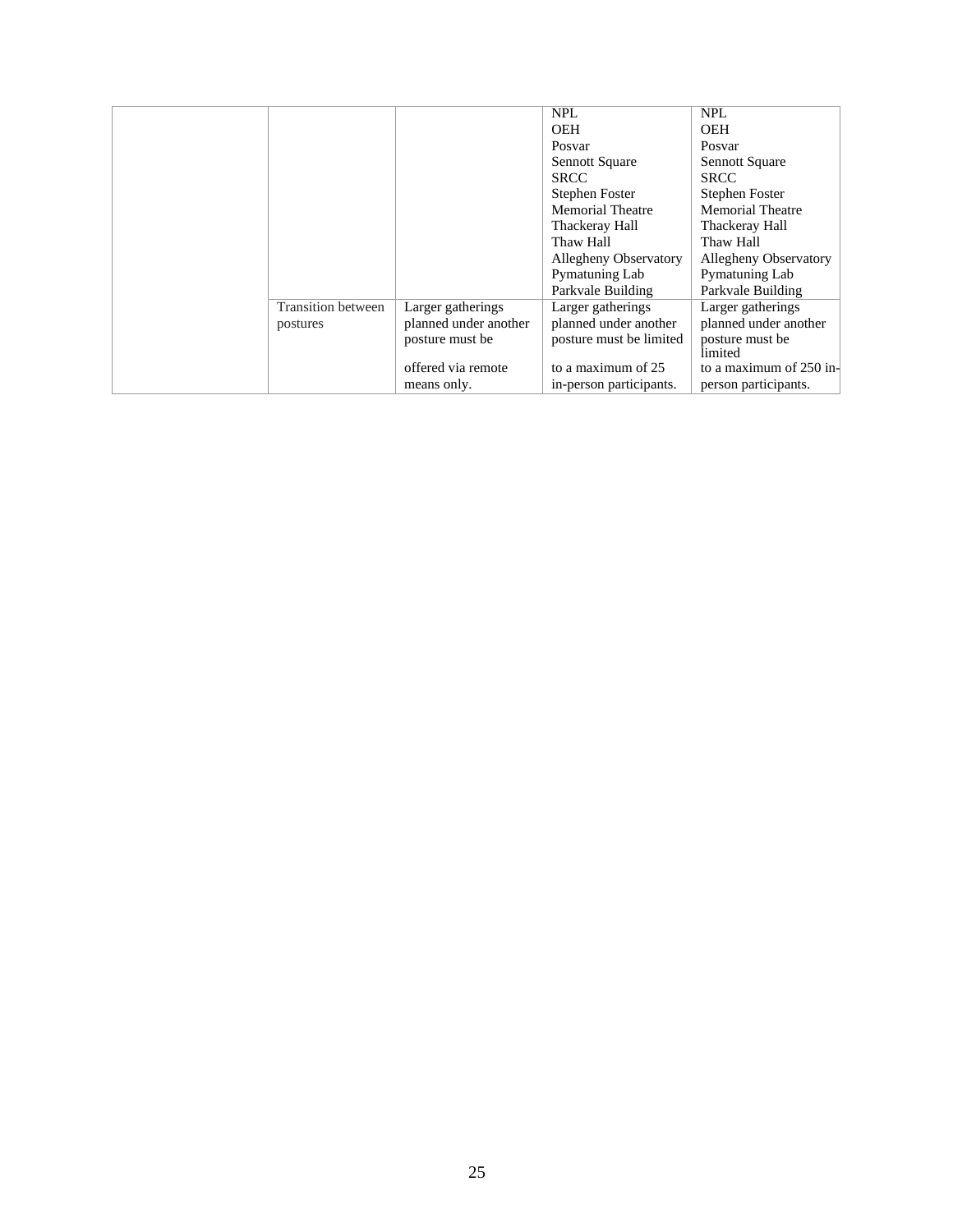| | | | | |
|---|---|---|---|---|
| | | | NPL<br>OEH<br>Posvar<br>Sennott Square<br>SRCC<br>Stephen Foster<br>Memorial Theatre<br>Thackeray Hall<br>Thaw Hall<br>Allegheny Observatory<br>Pymatuning Lab<br>Parkvale Building | NPL<br>OEH<br>Posvar<br>Sennott Square<br>SRCC<br>Stephen Foster<br>Memorial Theatre<br>Thackeray Hall<br>Thaw Hall<br>Allegheny Observatory<br>Pymatuning Lab<br>Parkvale Building |
| | Transition between postures | Larger gatherings planned under another posture must be offered via remote means only. | Larger gatherings planned under another posture must be limited to a maximum of 25 in-person participants. | Larger gatherings planned under another posture must be limited to a maximum of 250 in-person participants. |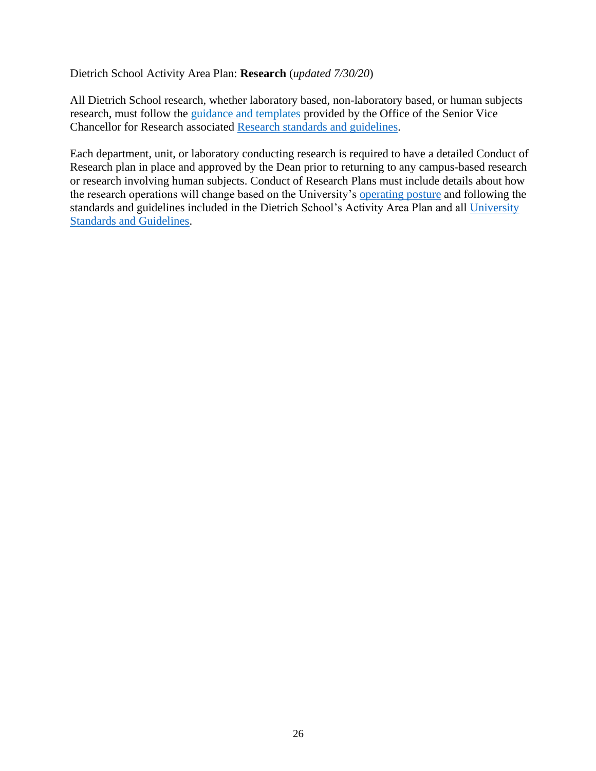Dietrich School Activity Area Plan: **Research** (*updated 7/30/20*)

All Dietrich School research, whether laboratory based, non-laboratory based, or human subjects research, must follow the guidance and templates provided by the Office of the Senior Vice Chancellor for Research associated Research standards and guidelines.

Each department, unit, or laboratory conducting research is required to have a detailed Conduct of Research plan in place and approved by the Dean prior to returning to any campus-based research or research involving human subjects. Conduct of Research Plans must include details about how the research operations will change based on the University's operating posture and following the standards and guidelines included in the Dietrich School's Activity Area Plan and all University Standards and Guidelines.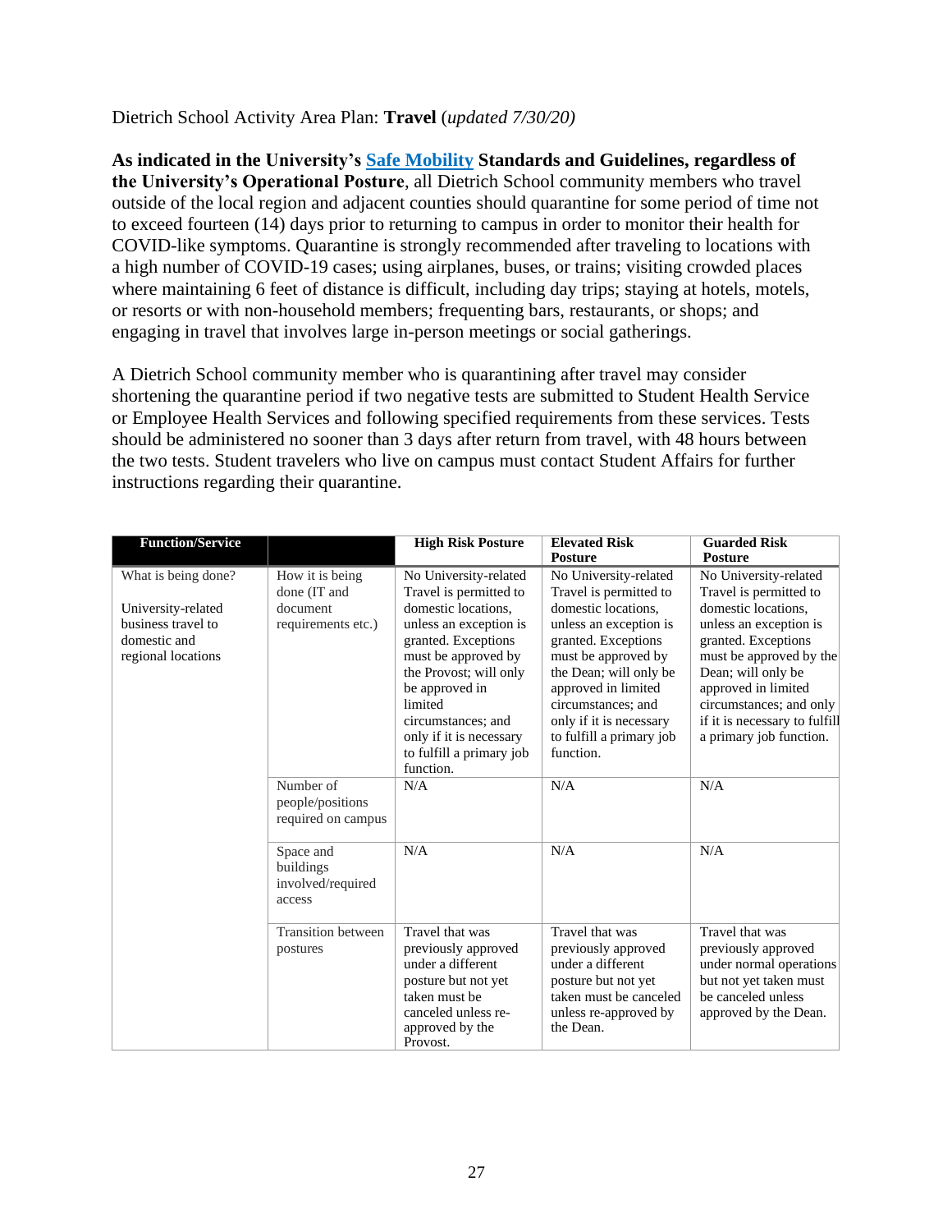Dietrich School Activity Area Plan: **Travel** (*updated 7/30/20)*

**As indicated in the University's Safe Mobility Standards and Guidelines, regardless of the University's Operational Posture**, all Dietrich School community members who travel outside of the local region and adjacent counties should quarantine for some period of time not to exceed fourteen (14) days prior to returning to campus in order to monitor their health for COVID-like symptoms. Quarantine is strongly recommended after traveling to locations with a high number of COVID-19 cases; using airplanes, buses, or trains; visiting crowded places where maintaining 6 feet of distance is difficult, including day trips; staying at hotels, motels, or resorts or with non-household members; frequenting bars, restaurants, or shops; and engaging in travel that involves large in-person meetings or social gatherings.

A Dietrich School community member who is quarantining after travel may consider shortening the quarantine period if two negative tests are submitted to Student Health Service or Employee Health Services and following specified requirements from these services. Tests should be administered no sooner than 3 days after return from travel, with 48 hours between the two tests. Student travelers who live on campus must contact Student Affairs for further instructions regarding their quarantine.

| **Function/Service** | | **High Risk Posture** | **Elevated Risk Posture** | **Guarded Risk Posture** |
|---|---|---|---|---|
| What is being done?<br><br>University-related business travel to domestic and regional locations | How it is being done (IT and document requirements etc.) | No University-related Travel is permitted to domestic locations, unless an exception is granted. Exceptions must be approved by the Provost; will only be approved in limited circumstances; and only if it is necessary to fulfill a primary job function. | No University-related Travel is permitted to domestic locations, unless an exception is granted. Exceptions must be approved by the Dean; will only be approved in limited circumstances; and only if it is necessary to fulfill a primary job function. | No University-related Travel is permitted to domestic locations, unless an exception is granted. Exceptions must be approved by the Dean; will only be approved in limited circumstances; and only if it is necessary to fulfill a primary job function. |
| | Number of people/positions required on campus | N/A | N/A | N/A |
| | Space and buildings involved/required access | N/A | N/A | N/A |
| | Transition between postures | Travel that was previously approved under a different posture but not yet taken must be canceled unless re-approved by the Provost. | Travel that was previously approved under a different posture but not yet taken must be canceled unless re-approved by the Dean. | Travel that was previously approved under normal operations but not yet taken must be canceled unless approved by the Dean. |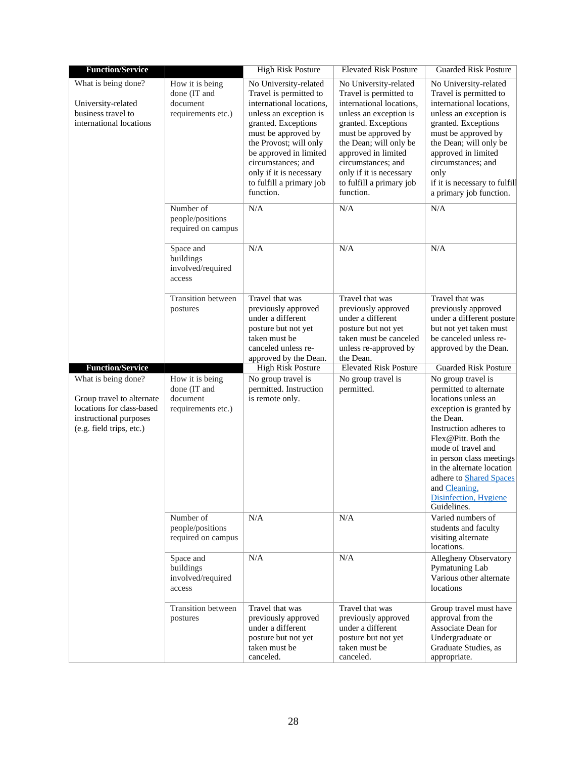| Function/Service | | High Risk Posture | Elevated Risk Posture | Guarded Risk Posture |
|---|---|---|---|---|
| What is being done?<br><br>University-related business travel to international locations | How it is being done (IT and document requirements etc.) | No University-related Travel is permitted to international locations, unless an exception is granted. Exceptions must be approved by the Provost; will only be approved in limited circumstances; and only if it is necessary to fulfill a primary job function. | No University-related Travel is permitted to international locations, unless an exception is granted. Exceptions must be approved by the Dean; will only be approved in limited circumstances; and only if it is necessary to fulfill a primary job function. | No University-related Travel is permitted to international locations, unless an exception is granted. Exceptions must be approved by the Dean; will only be approved in limited circumstances; and only if it is necessary to fulfill a primary job function. |
| | Number of people/positions required on campus | N/A | N/A | N/A |
| | Space and buildings involved/required access | N/A | N/A | N/A |
| | Transition between postures | Travel that was previously approved under a different posture but not yet taken must be canceled unless re-approved by the Dean. | Travel that was previously approved under a different posture but not yet taken must be canceled unless re-approved by the Dean. | Travel that was previously approved under a different posture but not yet taken must be canceled unless re-approved by the Dean. |
| **Function/Service** | | High Risk Posture | Elevated Risk Posture | Guarded Risk Posture |
| What is being done?<br><br>Group travel to alternate locations for class-based instructional purposes (e.g. field trips, etc.) | How it is being done (IT and document requirements etc.) | No group travel is permitted. Instruction is remote only. | No group travel is permitted. | No group travel is permitted to alternate locations unless an exception is granted by the Dean.<br>Instruction adheres to Flex@Pitt. Both the mode of travel and in person class meetings in the alternate location adhere to Shared Spaces and Cleaning, Disinfection, Hygiene Guidelines. |
| | Number of people/positions required on campus | N/A | N/A | Varied numbers of students and faculty visiting alternate locations. |
| | Space and buildings involved/required access | N/A | N/A | Allegheny Observatory<br>Pymatuning Lab<br>Various other alternate locations |
| | Transition between postures | Travel that was previously approved under a different posture but not yet taken must be canceled. | Travel that was previously approved under a different posture but not yet taken must be canceled. | Group travel must have approval from the Associate Dean for Undergraduate or Graduate Studies, as appropriate. |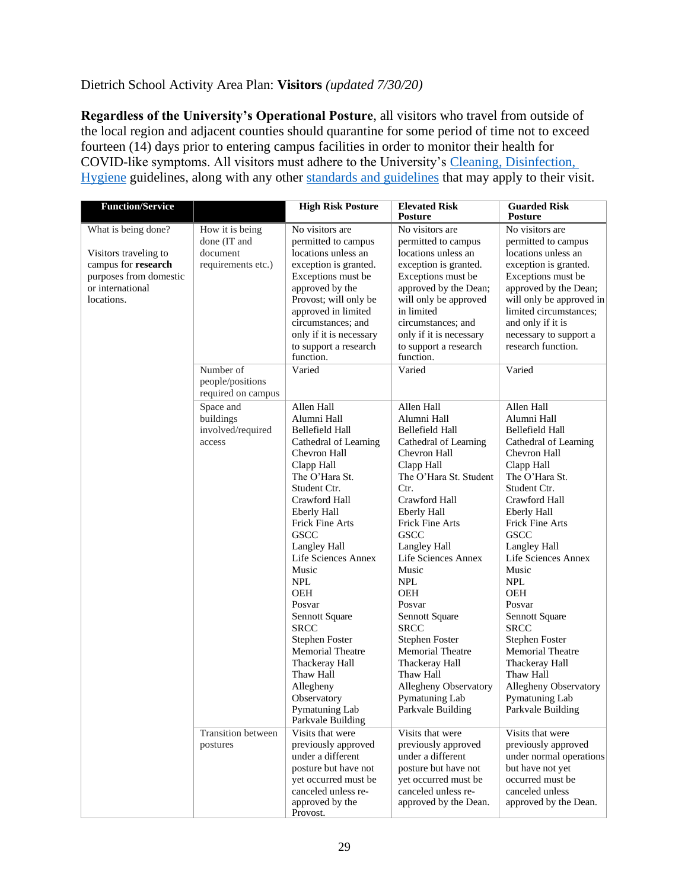Dietrich School Activity Area Plan: **Visitors** *(updated 7/30/20)*

**Regardless of the University's Operational Posture**, all visitors who travel from outside of the local region and adjacent counties should quarantine for some period of time not to exceed fourteen (14) days prior to entering campus facilities in order to monitor their health for COVID-like symptoms. All visitors must adhere to the University's Cleaning, Disinfection, Hygiene guidelines, along with any other standards and guidelines that may apply to their visit.

| **Function/Service** | | **High Risk Posture** | **Elevated Risk Posture** | **Guarded Risk Posture** |
|---|---|---|---|---|
| What is being done?<br><br>Visitors traveling to campus for **research** purposes from domestic or international locations. | How it is being done (IT and document requirements etc.) | No visitors are permitted to campus locations unless an exception is granted. Exceptions must be approved by the Provost; will only be approved in limited circumstances; and only if it is necessary to support a research function. | No visitors are permitted to campus locations unless an exception is granted. Exceptions must be approved by the Dean; will only be approved in limited circumstances; and only if it is necessary to support a research function. | No visitors are permitted to campus locations unless an exception is granted. Exceptions must be approved by the Dean; will only be approved in limited circumstances; and only if it is necessary to support a research function. |
| | Number of people/positions required on campus | Varied | Varied | Varied |
| | Space and buildings involved/required access | Allen Hall<br>Alumni Hall<br>Bellefield Hall<br>Cathedral of Learning<br>Chevron Hall<br>Clapp Hall<br>The O'Hara St. Student Ctr.<br>Crawford Hall<br>Eberly Hall<br>Frick Fine Arts<br>GSCC<br>Langley Hall<br>Life Sciences Annex<br>Music<br>NPL<br>OEH<br>Posvar<br>Sennott Square<br>SRCC<br>Stephen Foster Memorial Theatre<br>Thackeray Hall<br>Thaw Hall<br>Allegheny Observatory<br>Pymatuning Lab<br>Parkvale Building | Allen Hall<br>Alumni Hall<br>Bellefield Hall<br>Cathedral of Learning<br>Chevron Hall<br>Clapp Hall<br>The O'Hara St. Student Ctr.<br>Crawford Hall<br>Eberly Hall<br>Frick Fine Arts<br>GSCC<br>Langley Hall<br>Life Sciences Annex<br>Music<br>NPL<br>OEH<br>Posvar<br>Sennott Square<br>SRCC<br>Stephen Foster Memorial Theatre<br>Thackeray Hall<br>Thaw Hall<br>Allegheny Observatory<br>Pymatuning Lab<br>Parkvale Building | Allen Hall<br>Alumni Hall<br>Bellefield Hall<br>Cathedral of Learning<br>Chevron Hall<br>Clapp Hall<br>The O'Hara St. Student Ctr.<br>Crawford Hall<br>Eberly Hall<br>Frick Fine Arts<br>GSCC<br>Langley Hall<br>Life Sciences Annex<br>Music<br>NPL<br>OEH<br>Posvar<br>Sennott Square<br>SRCC<br>Stephen Foster Memorial Theatre<br>Thackeray Hall<br>Thaw Hall<br>Allegheny Observatory<br>Pymatuning Lab<br>Parkvale Building |
| | Transition between postures | Visits that were previously approved under a different posture but have not yet occurred must be canceled unless re-approved by the Provost. | Visits that were previously approved under a different posture but have not yet occurred must be canceled unless re-approved by the Dean. | Visits that were previously approved under normal operations but have not yet occurred must be canceled unless approved by the Dean. |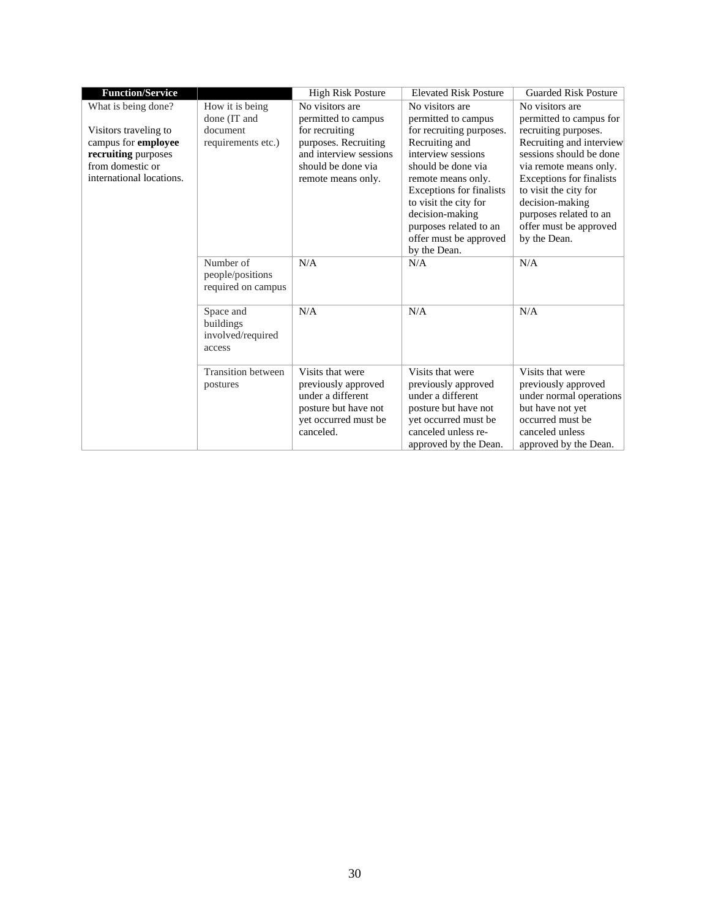| Function/Service | | High Risk Posture | Elevated Risk Posture | Guarded Risk Posture |
|---|---|---|---|---|
| What is being done?<br><br>Visitors traveling to campus for **employee recruiting** purposes from domestic or international locations. | How it is being done (IT and document requirements etc.) | No visitors are permitted to campus for recruiting purposes. Recruiting and interview sessions should be done via remote means only. | No visitors are permitted to campus for recruiting purposes. Recruiting and interview sessions should be done via remote means only. Exceptions for finalists to visit the city for decision-making purposes related to an offer must be approved by the Dean. | No visitors are permitted to campus for recruiting purposes. Recruiting and interview sessions should be done via remote means only. Exceptions for finalists to visit the city for decision-making purposes related to an offer must be approved by the Dean. |
| | Number of people/positions required on campus | N/A | N/A | N/A |
| | Space and buildings involved/required access | N/A | N/A | N/A |
| | Transition between postures | Visits that were previously approved under a different posture but have not yet occurred must be canceled. | Visits that were previously approved under a different posture but have not yet occurred must be canceled unless re-approved by the Dean. | Visits that were previously approved under normal operations but have not yet occurred must be canceled unless approved by the Dean. |